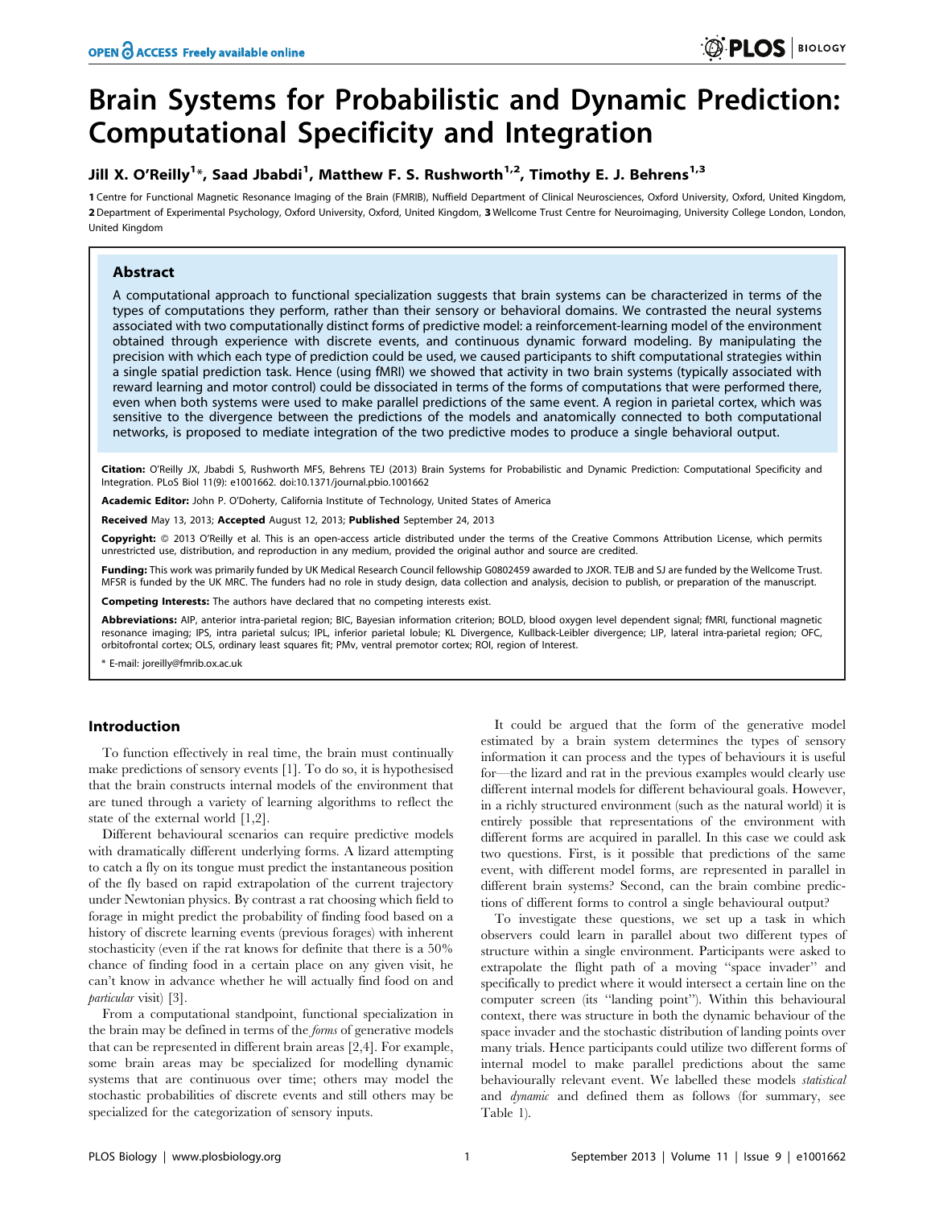# Brain Systems for Probabilistic and Dynamic Prediction: Computational Specificity and Integration

Jill X. O'Reilly[1]*, Saad Jbabdi[1], Matthew F. S. Rushworth[1,2], Timothy E. J. Behrens[1,3]

1 Centre for Functional Magnetic Resonance Imaging of the Brain (FMRIB), Nuffield Department of Clinical Neurosciences, Oxford University, Oxford, United Kingdom, 2 Department of Experimental Psychology, Oxford University, Oxford, United Kingdom, 3 Wellcome Trust Centre for Neuroimaging, University College London, London, United Kingdom

## Abstract

A computational approach to functional specialization suggests that brain systems can be characterized in terms of the types of computations they perform, rather than their sensory or behavioral domains. We contrasted the neural systems associated with two computationally distinct forms of predictive model: a reinforcement-learning model of the environment obtained through experience with discrete events, and continuous dynamic forward modeling. By manipulating the precision with which each type of prediction could be used, we caused participants to shift computational strategies within a single spatial prediction task. Hence (using fMRI) we showed that activity in two brain systems (typically associated with reward learning and motor control) could be dissociated in terms of the forms of computations that were performed there, even when both systems were used to make parallel predictions of the same event. A region in parietal cortex, which was sensitive to the divergence between the predictions of the models and anatomically connected to both computational networks, is proposed to mediate integration of the two predictive modes to produce a single behavioral output.

**Citation:** O'Reilly JX, Jbabdi S, Rushworth MFS, Behrens TEJ (2013) Brain Systems for Probabilistic and Dynamic Prediction: Computational Specificity and Integration. PLoS Biol 11(9): e1001662. doi:10.1371/journal.pbio.1001662

**Academic Editor:** John P. O'Doherty, California Institute of Technology, United States of America

**Received** May 13, 2013; **Accepted** August 12, 2013; **Published** September 24, 2013

**Copyright:** © 2013 O'Reilly et al. This is an open-access article distributed under the terms of the Creative Commons Attribution License, which permits unrestricted use, distribution, and reproduction in any medium, provided the original author and source are credited.

**Funding:** This work was primarily funded by UK Medical Research Council fellowship G0802459 awarded to JXOR. TEJB and SJ are funded by the Wellcome Trust. MFSR is funded by the UK MRC. The funders had no role in study design, data collection and analysis, decision to publish, or preparation of the manuscript.

**Competing Interests:** The authors have declared that no competing interests exist.

**Abbreviations:** AIP, anterior intra-parietal region; BIC, Bayesian information criterion; BOLD, blood oxygen level dependent signal; fMRI, functional magnetic resonance imaging; IPS, intra parietal sulcus; IPL, inferior parietal lobule; KL Divergence, Kullback-Leibler divergence; LIP, lateral intra-parietal region; OFC, orbitofrontal cortex; OLS, ordinary least squares fit; PMv, ventral premotor cortex; ROI, region of Interest.

* E-mail: joreilly@fmrib.ox.ac.uk

## Introduction

To function effectively in real time, the brain must continually make predictions of sensory events [1]. To do so, it is hypothesised that the brain constructs internal models of the environment that are tuned through a variety of learning algorithms to reflect the state of the external world [1,2].

Different behavioural scenarios can require predictive models with dramatically different underlying forms. A lizard attempting to catch a fly on its tongue must predict the instantaneous position of the fly based on rapid extrapolation of the current trajectory under Newtonian physics. By contrast a rat choosing which field to forage in might predict the probability of finding food based on a history of discrete learning events (previous forages) with inherent stochasticity (even if the rat knows for definite that there is a 50% chance of finding food in a certain place on any given visit, he can't know in advance whether he will actually find food on and *particular* visit) [3].

From a computational standpoint, functional specialization in the brain may be defined in terms of the *forms* of generative models that can be represented in different brain areas [2,4]. For example, some brain areas may be specialized for modelling dynamic systems that are continuous over time; others may model the stochastic probabilities of discrete events and still others may be specialized for the categorization of sensory inputs.

It could be argued that the form of the generative model estimated by a brain system determines the types of sensory information it can process and the types of behaviours it is useful for—the lizard and rat in the previous examples would clearly use different internal models for different behavioural goals. However, in a richly structured environment (such as the natural world) it is entirely possible that representations of the environment with different forms are acquired in parallel. In this case we could ask two questions. First, is it possible that predictions of the same event, with different model forms, are represented in parallel in different brain systems? Second, can the brain combine predictions of different forms to control a single behavioural output?

To investigate these questions, we set up a task in which observers could learn in parallel about two different types of structure within a single environment. Participants were asked to extrapolate the flight path of a moving "space invader" and specifically to predict where it would intersect a certain line on the computer screen (its "landing point"). Within this behavioural context, there was structure in both the dynamic behaviour of the space invader and the stochastic distribution of landing points over many trials. Hence participants could utilize two different forms of internal model to make parallel predictions about the same behaviourally relevant event. We labelled these models *statistical* and *dynamic* and defined them as follows (for summary, see Table 1).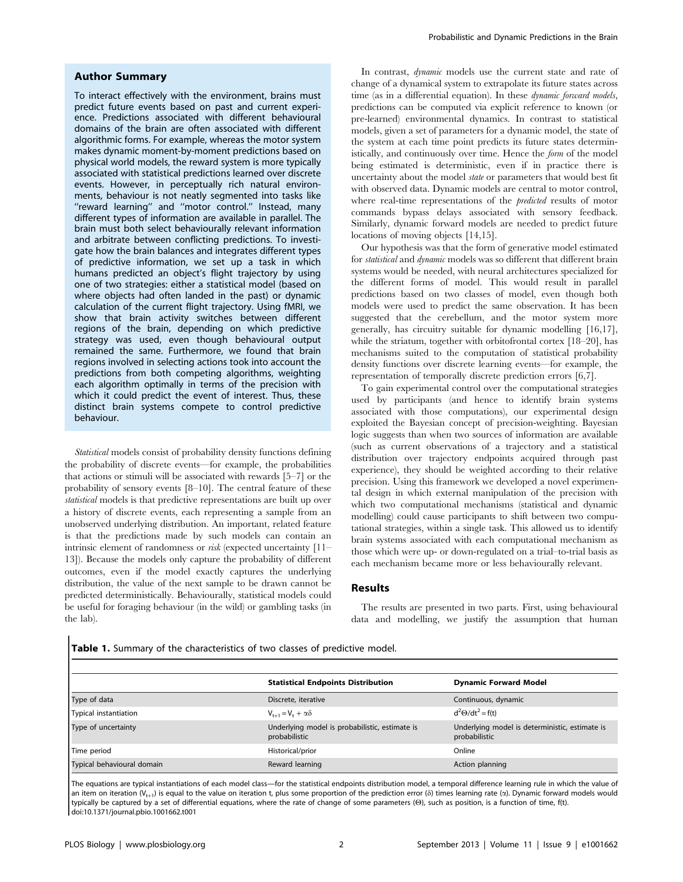## Author Summary

To interact effectively with the environment, brains must predict future events based on past and current experience. Predictions associated with different behavioural domains of the brain are often associated with different algorithmic forms. For example, whereas the motor system makes dynamic moment-by-moment predictions based on physical world models, the reward system is more typically associated with statistical predictions learned over discrete events. However, in perceptually rich natural environments, behaviour is not neatly segmented into tasks like "reward learning" and "motor control." Instead, many different types of information are available in parallel. The brain must both select behaviourally relevant information and arbitrate between conflicting predictions. To investigate how the brain balances and integrates different types of predictive information, we set up a task in which humans predicted an object's flight trajectory by using one of two strategies: either a statistical model (based on where objects had often landed in the past) or dynamic calculation of the current flight trajectory. Using fMRI, we show that brain activity switches between different regions of the brain, depending on which predictive strategy was used, even though behavioural output remained the same. Furthermore, we found that brain regions involved in selecting actions took into account the predictions from both competing algorithms, weighting each algorithm optimally in terms of the precision with which it could predict the event of interest. Thus, these distinct brain systems compete to control predictive behaviour.

*Statistical* models consist of probability density functions defining the probability of discrete events—for example, the probabilities that actions or stimuli will be associated with rewards [5–7] or the probability of sensory events [8–10]. The central feature of these *statistical* models is that predictive representations are built up over a history of discrete events, each representing a sample from an unobserved underlying distribution. An important, related feature is that the predictions made by such models can contain an intrinsic element of randomness or *risk* (expected uncertainty [11–13]). Because the models only capture the probability of different outcomes, even if the model exactly captures the underlying distribution, the value of the next sample to be drawn cannot be predicted deterministically. Behaviourally, statistical models could be useful for foraging behaviour (in the wild) or gambling tasks (in the lab).

In contrast, *dynamic* models use the current state and rate of change of a dynamical system to extrapolate its future states across time (as in a differential equation). In these *dynamic forward models*, predictions can be computed via explicit reference to known (or pre-learned) environmental dynamics. In contrast to statistical models, given a set of parameters for a dynamic model, the state of the system at each time point predicts its future states deterministically, and continuously over time. Hence the *form* of the model being estimated is deterministic, even if in practice there is uncertainty about the model *state* or parameters that would best fit with observed data. Dynamic models are central to motor control, where real-time representations of the *predicted* results of motor commands bypass delays associated with sensory feedback. Similarly, dynamic forward models are needed to predict future locations of moving objects [14,15].

Our hypothesis was that the form of generative model estimated for *statistical* and *dynamic* models was so different that different brain systems would be needed, with neural architectures specialized for the different forms of model. This would result in parallel predictions based on two classes of model, even though both models were used to predict the same observation. It has been suggested that the cerebellum, and the motor system more generally, has circuitry suitable for dynamic modelling [16,17], while the striatum, together with orbitofrontal cortex [18–20], has mechanisms suited to the computation of statistical probability density functions over discrete learning events—for example, the representation of temporally discrete prediction errors [6,7].

To gain experimental control over the computational strategies used by participants (and hence to identify brain systems associated with those computations), our experimental design exploited the Bayesian concept of precision-weighting. Bayesian logic suggests than when two sources of information are available (such as current observations of a trajectory and a statistical distribution over trajectory endpoints acquired through past experience), they should be weighted according to their relative precision. Using this framework we developed a novel experimental design in which external manipulation of the precision with which two computational mechanisms (statistical and dynamic modelling) could cause participants to shift between two computational strategies, within a single task. This allowed us to identify brain systems associated with each computational mechanism as those which were up- or down-regulated on a trial–to-trial basis as each mechanism became more or less behaviourally relevant.

## Results

The results are presented in two parts. First, using behavioural data and modelling, we justify the assumption that human

**Table 1.** Summary of the characteristics of two classes of predictive model.

| | Statistical Endpoints Distribution | Dynamic Forward Model |
|---|---|---|
| Type of data | Discrete, iterative | Continuous, dynamic |
| Typical instantiation | $V_{t+1} = V_t + \alpha\delta$ | $d^2\Theta/dt^2 = f(t)$ |
| Type of uncertainty | Underlying model is probabilistic, estimate is probabilistic | Underlying model is deterministic, estimate is probabilistic |
| Time period | Historical/prior | Online |
| Typical behavioural domain | Reward learning | Action planning |

The equations are typical instantiations of each model class—for the statistical endpoints distribution model, a temporal difference learning rule in which the value of an item on iteration ($V_{t+1}$) is equal to the value on iteration t, plus some proportion of the prediction error ($\delta$) times learning rate ($\alpha$). Dynamic forward models would typically be captured by a set of differential equations, where the rate of change of some parameters ($\Theta$), such as position, is a function of time, f(t).
doi:10.1371/journal.pbio.1001662.t001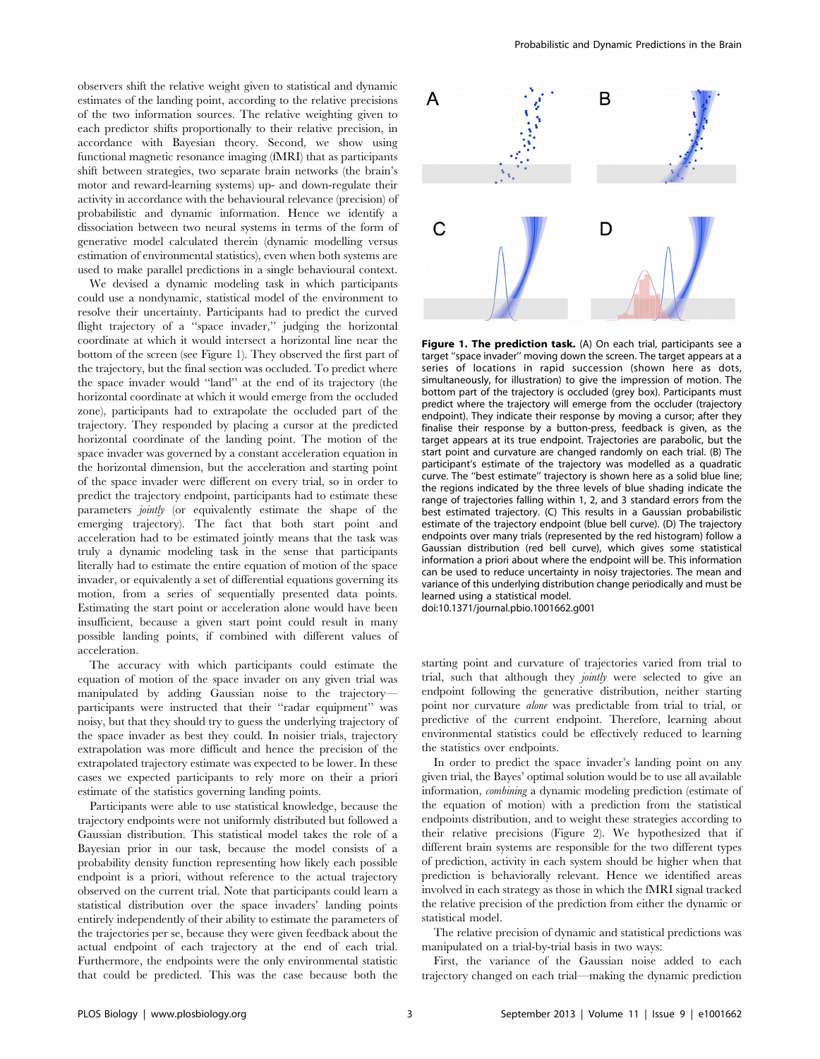observers shift the relative weight given to statistical and dynamic estimates of the landing point, according to the relative precisions of the two information sources. The relative weighting given to each predictor shifts proportionally to their relative precision, in accordance with Bayesian theory. Second, we show using functional magnetic resonance imaging (fMRI) that as participants shift between strategies, two separate brain networks (the brain's motor and reward-learning systems) up- and down-regulate their activity in accordance with the behavioural relevance (precision) of probabilistic and dynamic information. Hence we identify a dissociation between two neural systems in terms of the form of generative model calculated therein (dynamic modelling versus estimation of environmental statistics), even when both systems are used to make parallel predictions in a single behavioural context.

We devised a dynamic modeling task in which participants could use a nondynamic, statistical model of the environment to resolve their uncertainty. Participants had to predict the curved flight trajectory of a "space invader," judging the horizontal coordinate at which it would intersect a horizontal line near the bottom of the screen (see Figure 1). They observed the first part of the trajectory, but the final section was occluded. To predict where the space invader would "land" at the end of its trajectory (the horizontal coordinate at which it would emerge from the occluded zone), participants had to extrapolate the occluded part of the trajectory. They responded by placing a cursor at the predicted horizontal coordinate of the landing point. The motion of the space invader was governed by a constant acceleration equation in the horizontal dimension, but the acceleration and starting point of the space invader were different on every trial, so in order to predict the trajectory endpoint, participants had to estimate these parameters *jointly* (or equivalently estimate the shape of the emerging trajectory). The fact that both start point and acceleration had to be estimated jointly means that the task was truly a dynamic modeling task in the sense that participants literally had to estimate the entire equation of motion of the space invader, or equivalently a set of differential equations governing its motion, from a series of sequentially presented data points. Estimating the start point or acceleration alone would have been insufficient, because a given start point could result in many possible landing points, if combined with different values of acceleration.

The accuracy with which participants could estimate the equation of motion of the space invader on any given trial was manipulated by adding Gaussian noise to the trajectory—participants were instructed that their "radar equipment" was noisy, but that they should try to guess the underlying trajectory of the space invader as best they could. In noisier trials, trajectory extrapolation was more difficult and hence the precision of the extrapolated trajectory estimate was expected to be lower. In these cases we expected participants to rely more on their a priori estimate of the statistics governing landing points.

Participants were able to use statistical knowledge, because the trajectory endpoints were not uniformly distributed but followed a Gaussian distribution. This statistical model takes the role of a Bayesian prior in our task, because the model consists of a probability density function representing how likely each possible endpoint is a priori, without reference to the actual trajectory observed on the current trial. Note that participants could learn a statistical distribution over the space invaders' landing points entirely independently of their ability to estimate the parameters of the trajectories per se, because they were given feedback about the actual endpoint of each trajectory at the end of each trial. Furthermore, the endpoints were the only environmental statistic that could be predicted. This was the case because both the starting point and curvature of trajectories varied from trial to trial, such that although they *jointly* were selected to give an endpoint following the generative distribution, neither starting point nor curvature *alone* was predictable from trial to trial, or predictive of the current endpoint. Therefore, learning about environmental statistics could be effectively reduced to learning the statistics over endpoints.

**Figure 1. The prediction task.** (A) On each trial, participants see a target "space invader" moving down the screen. The target appears at a series of locations in rapid succession (shown here as dots, simultaneously, for illustration) to give the impression of motion. The bottom part of the trajectory is occluded (grey box). Participants must predict where the trajectory will emerge from the occluder (trajectory endpoint). They indicate their response by moving a cursor; after they finalise their response by a button-press, feedback is given, as the target appears at its true endpoint. Trajectories are parabolic, but the start point and curvature are changed randomly on each trial. (B) The participant's estimate of the trajectory was modelled as a quadratic curve. The "best estimate" trajectory is shown here as a solid blue line; the regions indicated by the three levels of blue shading indicate the range of trajectories falling within 1, 2, and 3 standard errors from the best estimated trajectory. (C) This results in a Gaussian probabilistic estimate of the trajectory endpoint (blue bell curve). (D) The trajectory endpoints over many trials (represented by the red histogram) follow a Gaussian distribution (red bell curve), which gives some statistical information a priori about where the endpoint will be. This information can be used to reduce uncertainty in noisy trajectories. The mean and variance of this underlying distribution change periodically and must be learned using a statistical model.
doi:10.1371/journal.pbio.1001662.g001

In order to predict the space invader's landing point on any given trial, the Bayes' optimal solution would be to use all available information, *combining* a dynamic modeling prediction (estimate of the equation of motion) with a prediction from the statistical endpoints distribution, and to weight these strategies according to their relative precisions (Figure 2). We hypothesized that if different brain systems are responsible for the two different types of prediction, activity in each system should be higher when that prediction is behaviorally relevant. Hence we identified areas involved in each strategy as those in which the fMRI signal tracked the relative precision of the prediction from either the dynamic or statistical model.

The relative precision of dynamic and statistical predictions was manipulated on a trial-by-trial basis in two ways:

First, the variance of the Gaussian noise added to each trajectory changed on each trial—making the dynamic prediction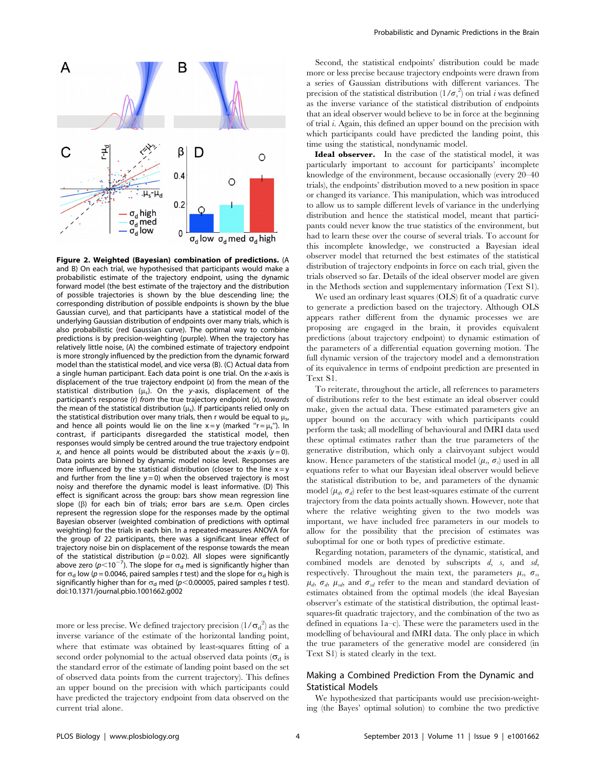**Figure 2. Weighted (Bayesian) combination of predictions.** (A and B) On each trial, we hypothesised that participants would make a probabilistic estimate of the trajectory endpoint, using the dynamic forward model (the best estimate of the trajectory and the distribution of possible trajectories is shown by the blue descending line; the corresponding distribution of possible endpoints is shown by the blue Gaussian curve), and that participants have a statistical model of the underlying Gaussian distribution of endpoints over many trials, which is also probabilistic (red Gaussian curve). The optimal way to combine predictions is by precision-weighting (purple). When the trajectory has relatively little noise, (A) the combined estimate of trajectory endpoint is more strongly influenced by the prediction from the dynamic forward model than the statistical model, and vice versa (B). (C) Actual data from a single human participant. Each data point is one trial. On the *x*-axis is displacement of the true trajectory endpoint (*x*) from the mean of the statistical distribution ($\mu_s$). On the *y*-axis, displacement of the participant's response (*r*) *from* the true trajectory endpoint (*x*), *towards* the mean of the statistical distribution ($\mu_s$). If participants relied only on the statistical distribution over many trials, then r would be equal to $\mu_s$, and hence all points would lie on the line x = y (marked "r = $\mu_s$"). In contrast, if participants disregarded the statistical model, then responses would simply be centred around the true trajectory endpoint *x*, and hence all points would be distributed about the *x*-axis (*y* = 0). Data points are binned by dynamic model noise level. Responses are more influenced by the statistical distribution (closer to the line x = y and further from the line y = 0) when the observed trajectory is most noisy and therefore the dynamic model is least informative. (D) This effect is significant across the group: bars show mean regression line slope (β) for each bin of trials; error bars are s.e.m. Open circles represent the regression slope for the responses made by the optimal Bayesian observer (weighted combination of predictions with optimal weighting) for the trials in each bin. In a repeated-measures ANOVA for the group of 22 participants, there was a significant linear effect of trajectory noise bin on displacement of the response towards the mean of the statistical distribution ($p = 0.02$). All slopes were significantly above zero ($p < 10^{-7}$). The slope for $\sigma_d$ med is significantly higher than for $\sigma_d$ low ($p = 0.0046$, paired samples *t* test) and the slope for $\sigma_d$ high is significantly higher than for $\sigma_d$ med ($p < 0.00005$, paired samples *t* test).
doi:10.1371/journal.pbio.1001662.g002

more or less precise. We defined trajectory precision ($1/\sigma_d^2$) as the inverse variance of the estimate of the horizontal landing point, where that estimate was obtained by least-squares fitting of a second order polynomial to the actual observed data points ($\sigma_d$ is the standard error of the estimate of landing point based on the set of observed data points from the current trajectory). This defines an upper bound on the precision with which participants could have predicted the trajectory endpoint from data observed on the current trial alone.

Second, the statistical endpoints' distribution could be made more or less precise because trajectory endpoints were drawn from a series of Gaussian distributions with different variances. The precision of the statistical distribution ($1/\sigma_s^2$) on trial *i* was defined as the inverse variance of the statistical distribution of endpoints that an ideal observer would believe to be in force at the beginning of trial *i*. Again, this defined an upper bound on the precision with which participants could have predicted the landing point, this time using the statistical, nondynamic model.

**Ideal observer.** In the case of the statistical model, it was particularly important to account for participants' incomplete knowledge of the environment, because occasionally (every 20–40 trials), the endpoints' distribution moved to a new position in space or changed its variance. This manipulation, which was introduced to allow us to sample different levels of variance in the underlying distribution and hence the statistical model, meant that participants could never know the true statistics of the environment, but had to learn these over the course of several trials. To account for this incomplete knowledge, we constructed a Bayesian ideal observer model that returned the best estimates of the statistical distribution of trajectory endpoints in force on each trial, given the trials observed so far. Details of the ideal observer model are given in the Methods section and supplementary information (Text S1).

We used an ordinary least squares (OLS) fit of a quadratic curve to generate a prediction based on the trajectory. Although OLS appears rather different from the dynamic processes we are proposing are engaged in the brain, it provides equivalent predictions (about trajectory endpoint) to dynamic estimation of the parameters of a differential equation governing motion. The full dynamic version of the trajectory model and a demonstration of its equivalence in terms of endpoint prediction are presented in Text S1.

To reiterate, throughout the article, all references to parameters of distributions refer to the best estimate an ideal observer could make, given the actual data. These estimated parameters give an upper bound on the accuracy with which participants could perform the task; all modelling of behavioural and fMRI data used these optimal estimates rather than the true parameters of the generative distribution, which only a clairvoyant subject would know. Hence parameters of the statistical model ($\mu_s$, $\sigma_s$) used in all equations refer to what our Bayesian ideal observer would believe the statistical distribution to be, and parameters of the dynamic model ($\mu_d$, $\sigma_d$) refer to the best least-squares estimate of the current trajectory from the data points actually shown. However, note that where the relative weighting given to the two models was important, we have included free parameters in our models to allow for the possibility that the precision of estimates was suboptimal for one or both types of predictive estimate.

Regarding notation, parameters of the dynamic, statistical, and combined models are denoted by subscripts *d*, *s*, and *sd*, respectively. Throughout the main text, the parameters $\mu_s$, $\sigma_s$, $\mu_d$, $\sigma_d$, $\mu_{sd}$, and $\sigma_{sd}$ refer to the mean and standard deviation of estimates obtained from the optimal models (the ideal Bayesian observer's estimate of the statistical distribution, the optimal least-squares-fit quadratic trajectory, and the combination of the two as defined in equations 1a–c). These were the parameters used in the modelling of behavioural and fMRI data. The only place in which the true parameters of the generative model are considered (in Text S1) is stated clearly in the text.

## Making a Combined Prediction From the Dynamic and Statistical Models

We hypothesized that participants would use precision-weighting (the Bayes' optimal solution) to combine the two predictive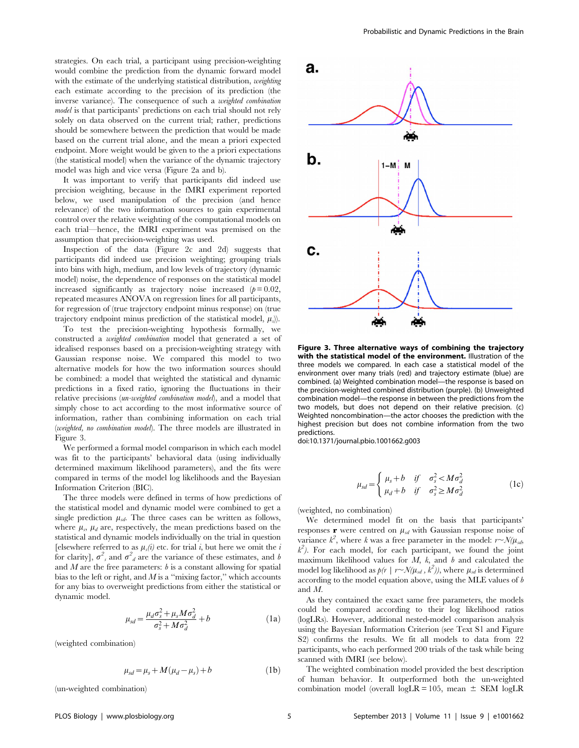strategies. On each trial, a participant using precision-weighting would combine the prediction from the dynamic forward model with the estimate of the underlying statistical distribution, *weighting* each estimate according to the precision of its prediction (the inverse variance). The consequence of such a *weighted combination model* is that participants' predictions on each trial should not rely solely on data observed on the current trial; rather, predictions should be somewhere between the prediction that would be made based on the current trial alone, and the mean a priori expected endpoint. More weight would be given to the a priori expectations (the statistical model) when the variance of the dynamic trajectory model was high and vice versa (Figure 2a and b).

It was important to verify that participants did indeed use precision weighting, because in the fMRI experiment reported below, we used manipulation of the precision (and hence relevance) of the two information sources to gain experimental control over the relative weighting of the computational models on each trial—hence, the fMRI experiment was premised on the assumption that precision-weighting was used.

Inspection of the data (Figure 2c and 2d) suggests that participants did indeed use precision weighting; grouping trials into bins with high, medium, and low levels of trajectory (dynamic model) noise, the dependence of responses on the statistical model increased significantly as trajectory noise increased ($p = 0.02$, repeated measures ANOVA on regression lines for all participants, for regression of (true trajectory endpoint minus response) on (true trajectory endpoint minus prediction of the statistical model, $\mu_s$)).

To test the precision-weighting hypothesis formally, we constructed a *weighted combination* model that generated a set of idealised responses based on a precision-weighting strategy with Gaussian response noise. We compared this model to two alternative models for how the two information sources should be combined: a model that weighted the statistical and dynamic predictions in a fixed ratio, ignoring the fluctuations in their relative precisions (*un-weighted combination model*), and a model that simply chose to act according to the most informative source of information, rather than combining information on each trial (*weighted, no combination model*). The three models are illustrated in Figure 3.

We performed a formal model comparison in which each model was fit to the participants' behavioral data (using individually determined maximum likelihood parameters), and the fits were compared in terms of the model log likelihoods and the Bayesian Information Criterion (BIC).

The three models were defined in terms of how predictions of the statistical model and dynamic model were combined to get a single prediction $\mu_{sd}$. The three cases can be written as follows, where $\mu_s$, $\mu_d$ are, respectively, the mean predictions based on the statistical and dynamic models individually on the trial in question [elsewhere referred to as $\mu_s(i)$ etc. for trial $i$, but here we omit the $i$ for clarity], $\sigma^2_s$ and $\sigma^2_d$ are the variance of these estimates, and $b$ and $M$ are the free parameters: $b$ is a constant allowing for spatial bias to the left or right, and $M$ is a "mixing factor," which accounts for any bias to overweight predictions from either the statistical or dynamic model.

$$\mu_{sd} = \frac{\mu_d \sigma_s^2 + \mu_s M \sigma_d^2}{\sigma_s^2 + M\sigma_d^2} + b \tag{1a}$$

(weighted combination)

$$\mu_{sd} = \mu_s + M(\mu_d - \mu_s) + b \tag{1b}$$

(un-weighted combination)

**Figure 3. Three alternative ways of combining the trajectory with the statistical model of the environment.** Illustration of the three models we compared. In each case a statistical model of the environment over many trials (red) and trajectory estimate (blue) are combined. (a) Weighted combination model—the response is based on the precision-weighted combined distribution (purple). (b) Unweighted combination model—the response in between the predictions from the two models, but does not depend on their relative precision. (c) Weighted noncombination—the actor chooses the prediction with the highest precision but does not combine information from the two predictions.
doi:10.1371/journal.pbio.1001662.g003

$$\mu_{sd} = \begin{cases} \mu_s + b & \text{if} \quad \sigma_s^2 < M\sigma_d^2 \\ \mu_d + b & \text{if} \quad \sigma_s^2 \geq M\sigma_d^2 \end{cases} \tag{1c}$$

(weighted, no combination)

We determined model fit on the basis that participants' responses $\mathbf{r}$ were centred on $\mu_{sd}$ with Gaussian response noise of variance $k^2$, where $k$ was a free parameter in the model: $r \sim N(\mu_{sd}, k^2)$. For each model, for each participant, we found the joint maximum likelihood values for $M$, $k$, and $b$ and calculated the model log likelihood as $p(r \mid r \sim N(\mu_{sd}, k^2))$, where $\mu_{sd}$ is determined according to the model equation above, using the MLE values of $b$ and $M$.

As they contained the exact same free parameters, the models could be compared according to their log likelihood ratios (logLRs). However, additional nested-model comparison analysis using the Bayesian Information Criterion (see Text S1 and Figure S2) confirms the results. We fit all models to data from 22 participants, who each performed 200 trials of the task while being scanned with fMRI (see below).

The weighted combination model provided the best description of human behavior. It outperformed both the un-weighted combination model (overall logLR = 105, mean ± SEM logLR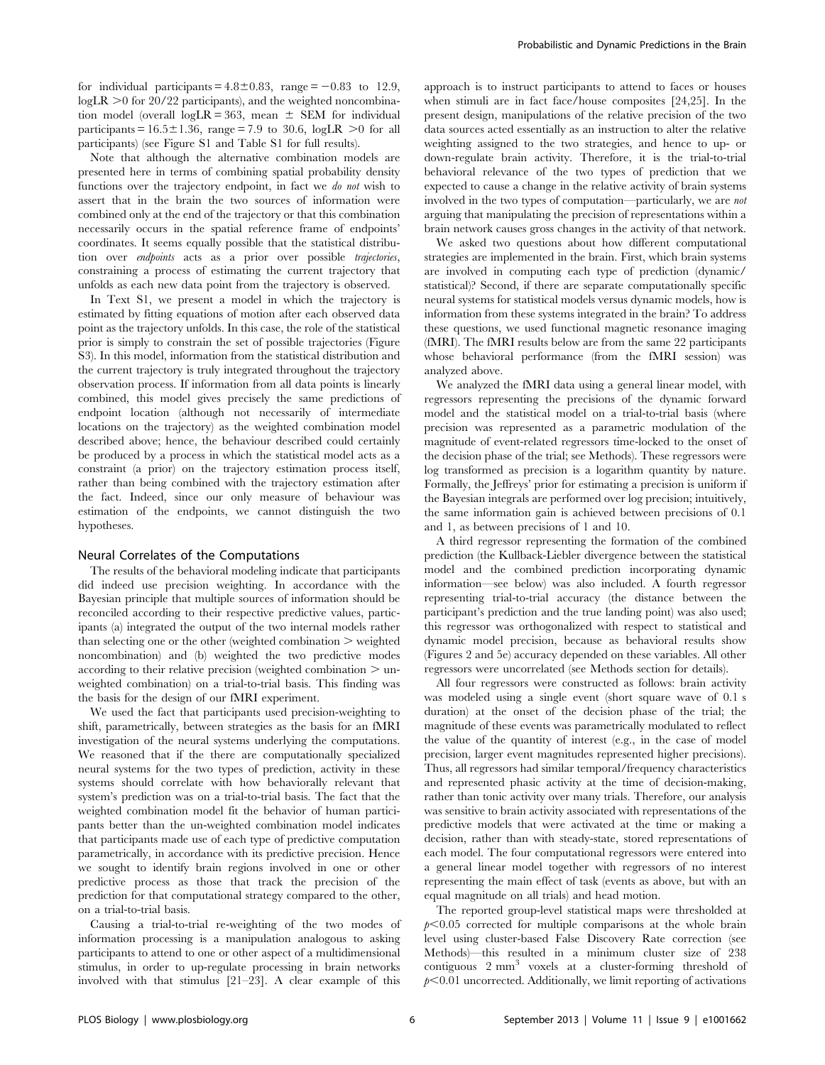for individual participants $= 4.8 \pm 0.83$, range $= -0.83$ to 12.9, $\log LR > 0$ for 20/22 participants), and the weighted noncombination model (overall $\log LR = 363$, mean $\pm$ SEM for individual participants $= 16.5 \pm 1.36$, range $= 7.9$ to 30.6, $\log LR > 0$ for all participants) (see Figure S1 and Table S1 for full results).

Note that although the alternative combination models are presented here in terms of combining spatial probability density functions over the trajectory endpoint, in fact we *do not* wish to assert that in the brain the two sources of information were combined only at the end of the trajectory or that this combination necessarily occurs in the spatial reference frame of endpoints' coordinates. It seems equally possible that the statistical distribution over *endpoints* acts as a prior over possible *trajectories*, constraining a process of estimating the current trajectory that unfolds as each new data point from the trajectory is observed.

In Text S1, we present a model in which the trajectory is estimated by fitting equations of motion after each observed data point as the trajectory unfolds. In this case, the role of the statistical prior is simply to constrain the set of possible trajectories (Figure S3). In this model, information from the statistical distribution and the current trajectory is truly integrated throughout the trajectory observation process. If information from all data points is linearly combined, this model gives precisely the same predictions of endpoint location (although not necessarily of intermediate locations on the trajectory) as the weighted combination model described above; hence, the behaviour described could certainly be produced by a process in which the statistical model acts as a constraint (a prior) on the trajectory estimation process itself, rather than being combined with the trajectory estimation after the fact. Indeed, since our only measure of behaviour was estimation of the endpoints, we cannot distinguish the two hypotheses.

### Neural Correlates of the Computations

The results of the behavioral modeling indicate that participants did indeed use precision weighting. In accordance with the Bayesian principle that multiple sources of information should be reconciled according to their respective predictive values, participants (a) integrated the output of the two internal models rather than selecting one or the other (weighted combination > weighted noncombination) and (b) weighted the two predictive modes according to their relative precision (weighted combination > unweighted combination) on a trial-to-trial basis. This finding was the basis for the design of our fMRI experiment.

We used the fact that participants used precision-weighting to shift, parametrically, between strategies as the basis for an fMRI investigation of the neural systems underlying the computations. We reasoned that if the there are computationally specialized neural systems for the two types of prediction, activity in these systems should correlate with how behaviorally relevant that system's prediction was on a trial-to-trial basis. The fact that the weighted combination model fit the behavior of human participants better than the un-weighted combination model indicates that participants made use of each type of predictive computation parametrically, in accordance with its predictive precision. Hence we sought to identify brain regions involved in one or other predictive process as those that track the precision of the prediction for that computational strategy compared to the other, on a trial-to-trial basis.

Causing a trial-to-trial re-weighting of the two modes of information processing is a manipulation analogous to asking participants to attend to one or other aspect of a multidimensional stimulus, in order to up-regulate processing in brain networks involved with that stimulus [21–23]. A clear example of this approach is to instruct participants to attend to faces or houses when stimuli are in fact face/house composites [24,25]. In the present design, manipulations of the relative precision of the two data sources acted essentially as an instruction to alter the relative weighting assigned to the two strategies, and hence to up- or down-regulate brain activity. Therefore, it is the trial-to-trial behavioral relevance of the two types of prediction that we expected to cause a change in the relative activity of brain systems involved in the two types of computation—particularly, we are *not* arguing that manipulating the precision of representations within a brain network causes gross changes in the activity of that network.

We asked two questions about how different computational strategies are implemented in the brain. First, which brain systems are involved in computing each type of prediction (dynamic/statistical)? Second, if there are separate computationally specific neural systems for statistical models versus dynamic models, how is information from these systems integrated in the brain? To address these questions, we used functional magnetic resonance imaging (fMRI). The fMRI results below are from the same 22 participants whose behavioral performance (from the fMRI session) was analyzed above.

We analyzed the fMRI data using a general linear model, with regressors representing the precisions of the dynamic forward model and the statistical model on a trial-to-trial basis (where precision was represented as a parametric modulation of the magnitude of event-related regressors time-locked to the onset of the decision phase of the trial; see Methods). These regressors were log transformed as precision is a logarithm quantity by nature. Formally, the Jeffreys' prior for estimating a precision is uniform if the Bayesian integrals are performed over log precision; intuitively, the same information gain is achieved between precisions of 0.1 and 1, as between precisions of 1 and 10.

A third regressor representing the formation of the combined prediction (the Kullback-Liebler divergence between the statistical model and the combined prediction incorporating dynamic information—see below) was also included. A fourth regressor representing trial-to-trial accuracy (the distance between the participant's prediction and the true landing point) was also used; this regressor was orthogonalized with respect to statistical and dynamic model precision, because as behavioral results show (Figures 2 and 5e) accuracy depended on these variables. All other regressors were uncorrelated (see Methods section for details).

All four regressors were constructed as follows: brain activity was modeled using a single event (short square wave of 0.1 s duration) at the onset of the decision phase of the trial; the magnitude of these events was parametrically modulated to reflect the value of the quantity of interest (e.g., in the case of model precision, larger event magnitudes represented higher precisions). Thus, all regressors had similar temporal/frequency characteristics and represented phasic activity at the time of decision-making, rather than tonic activity over many trials. Therefore, our analysis was sensitive to brain activity associated with representations of the predictive models that were activated at the time or making a decision, rather than with steady-state, stored representations of each model. The four computational regressors were entered into a general linear model together with regressors of no interest representing the main effect of task (events as above, but with an equal magnitude on all trials) and head motion.

The reported group-level statistical maps were thresholded at $p < 0.05$ corrected for multiple comparisons at the whole brain level using cluster-based False Discovery Rate correction (see Methods)—this resulted in a minimum cluster size of 238 contiguous 2 $\text{mm}^3$ voxels at a cluster-forming threshold of $p < 0.01$ uncorrected. Additionally, we limit reporting of activations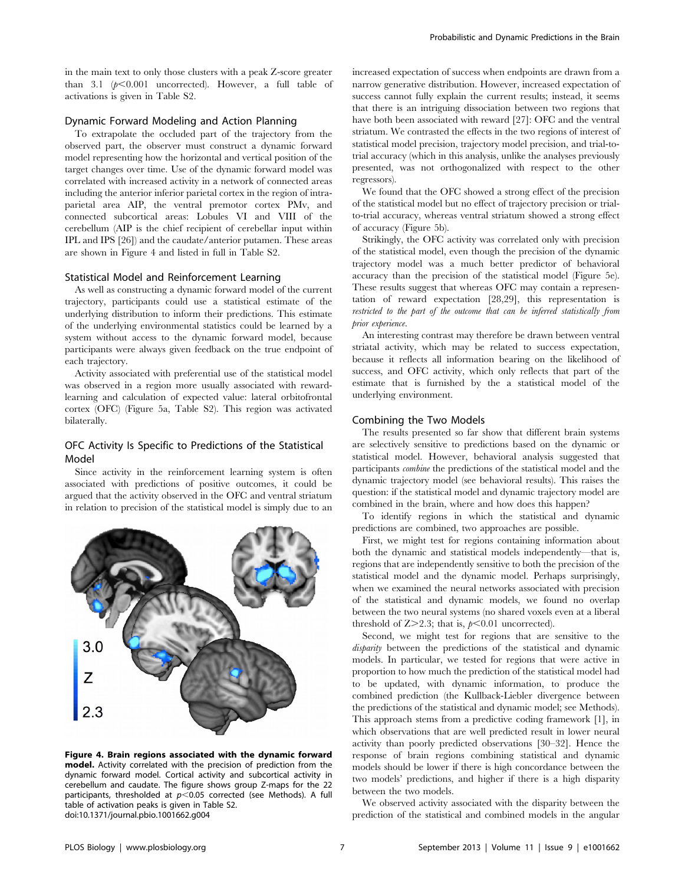in the main text to only those clusters with a peak Z-score greater than 3.1 ($p<0.001$ uncorrected). However, a full table of activations is given in Table S2.

### Dynamic Forward Modeling and Action Planning

To extrapolate the occluded part of the trajectory from the observed part, the observer must construct a dynamic forward model representing how the horizontal and vertical position of the target changes over time. Use of the dynamic forward model was correlated with increased activity in a network of connected areas including the anterior inferior parietal cortex in the region of intraparietal area AIP, the ventral premotor cortex PMv, and connected subcortical areas: Lobules VI and VIII of the cerebellum (AIP is the chief recipient of cerebellar input within IPL and IPS [26]) and the caudate/anterior putamen. These areas are shown in Figure 4 and listed in full in Table S2.

### Statistical Model and Reinforcement Learning

As well as constructing a dynamic forward model of the current trajectory, participants could use a statistical estimate of the underlying distribution to inform their predictions. This estimate of the underlying environmental statistics could be learned by a system without access to the dynamic forward model, because participants were always given feedback on the true endpoint of each trajectory.

Activity associated with preferential use of the statistical model was observed in a region more usually associated with reward-learning and calculation of expected value: lateral orbitofrontal cortex (OFC) (Figure 5a, Table S2). This region was activated bilaterally.

### OFC Activity Is Specific to Predictions of the Statistical Model

Since activity in the reinforcement learning system is often associated with predictions of positive outcomes, it could be argued that the activity observed in the OFC and ventral striatum in relation to precision of the statistical model is simply due to an increased expectation of success when endpoints are drawn from a narrow generative distribution. However, increased expectation of success cannot fully explain the current results; instead, it seems that there is an intriguing dissociation between two regions that have both been associated with reward [27]: OFC and the ventral striatum. We contrasted the effects in the two regions of interest of statistical model precision, trajectory model precision, and trial-to-trial accuracy (which in this analysis, unlike the analyses previously presented, was not orthogonalized with respect to the other regressors).

We found that the OFC showed a strong effect of the precision of the statistical model but no effect of trajectory precision or trial-to-trial accuracy, whereas ventral striatum showed a strong effect of accuracy (Figure 5b).

Strikingly, the OFC activity was correlated only with precision of the statistical model, even though the precision of the dynamic trajectory model was a much better predictor of behavioral accuracy than the precision of the statistical model (Figure 5e). These results suggest that whereas OFC may contain a representation of reward expectation [28,29], this representation is *restricted to the part of the outcome that can be inferred statistically from prior experience*.

An interesting contrast may therefore be drawn between ventral striatal activity, which may be related to success expectation, because it reflects all information bearing on the likelihood of success, and OFC activity, which only reflects that part of the estimate that is furnished by a statistical model of the underlying environment.

**Figure 4. Brain regions associated with the dynamic forward model.** Activity correlated with the precision of prediction from the dynamic forward model. Cortical activity and subcortical activity in cerebellum and caudate. The figure shows group Z-maps for the 22 participants, thresholded at $p<0.05$ corrected (see Methods). A full table of activation peaks is given in Table S2.
doi:10.1371/journal.pbio.1001662.g004

### Combining the Two Models

The results presented so far show that different brain systems are selectively sensitive to predictions based on the dynamic or statistical model. However, behavioral analysis suggested that participants *combine* the predictions of the statistical model and the dynamic trajectory model (see behavioral results). This raises the question: if the statistical model and dynamic trajectory model are combined in the brain, where and how does this happen?

To identify regions in which the statistical and dynamic predictions are combined, two approaches are possible.

First, we might test for regions containing information about both the dynamic and statistical models independently—that is, regions that are independently sensitive to both the precision of the statistical model and the dynamic model. Perhaps surprisingly, when we examined the neural networks associated with precision of the statistical and dynamic models, we found no overlap between the two neural systems (no shared voxels even at a liberal threshold of $Z>2.3$; that is, $p<0.01$ uncorrected).

Second, we might test for regions that are sensitive to the *disparity* between the predictions of the statistical and dynamic models. In particular, we tested for regions that were active in proportion to how much the prediction of the statistical model had to be updated, with dynamic information, to produce the combined prediction (the Kullback-Liebler divergence between the predictions of the statistical and dynamic model; see Methods). This approach stems from a predictive coding framework [1], in which observations that are well predicted result in lower neural activity than poorly predicted observations [30–32]. Hence the response of brain regions combining statistical and dynamic models should be lower if there is high concordance between the two models' predictions, and higher if there is a high disparity between the two models.

We observed activity associated with the disparity between the prediction of the statistical and combined models in the angular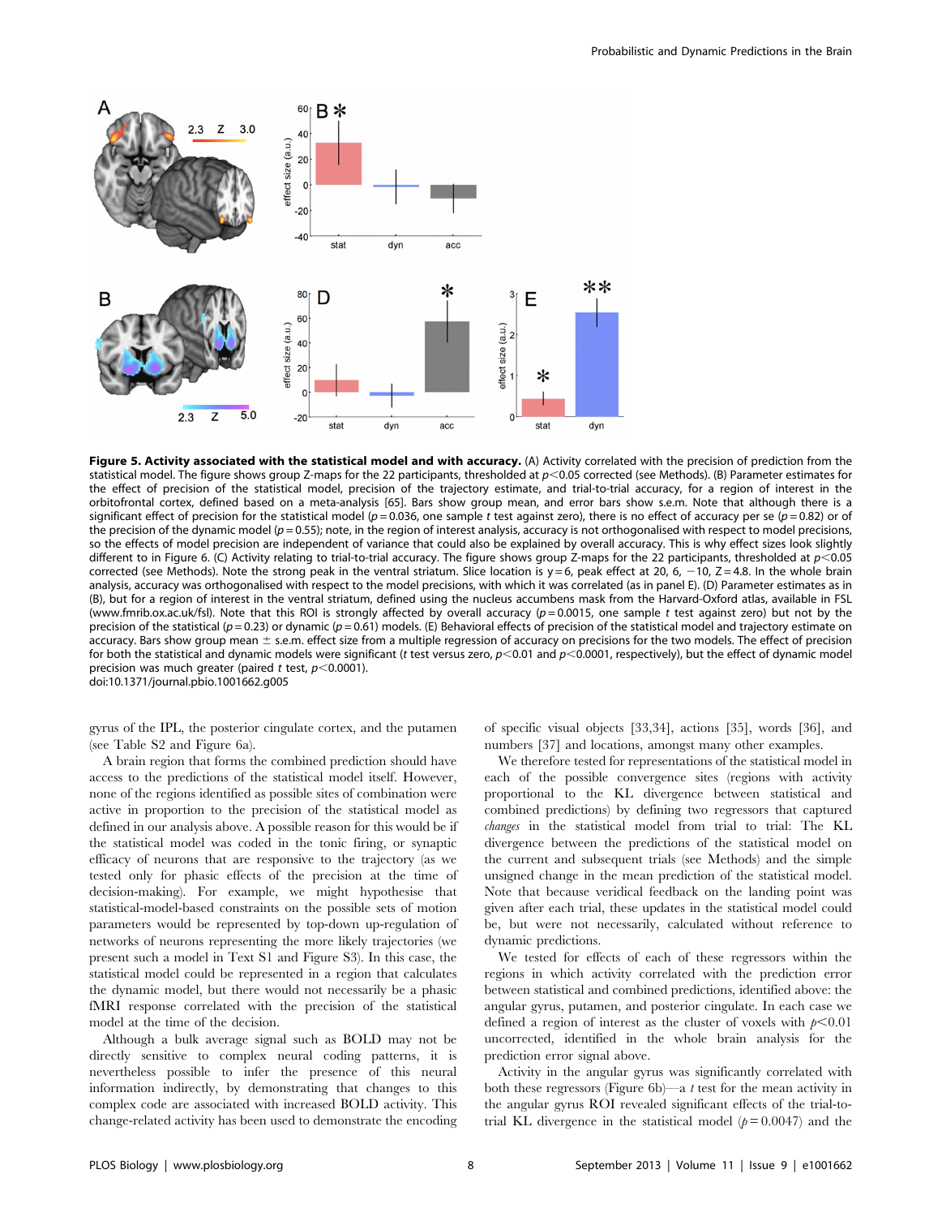**Figure 5. Activity associated with the statistical model and with accuracy.** (A) Activity correlated with the precision of prediction from the statistical model. The figure shows group Z-maps for the 22 participants, thresholded at $p<0.05$ corrected (see Methods). (B) Parameter estimates for the effect of precision of the statistical model, precision of the trajectory estimate, and trial-to-trial accuracy, for a region of interest in the orbitofrontal cortex, defined based on a meta-analysis [65]. Bars show group mean, and error bars show s.e.m. Note that although there is a significant effect of precision for the statistical model ($p=0.036$, one sample t test against zero), there is no effect of accuracy per se ($p=0.82$) or of the precision of the dynamic model ($p=0.55$); note, in the region of interest analysis, accuracy is not orthogonalised with respect to model precisions, so the effects of model precision are independent of variance that could also be explained by overall accuracy. This is why effect sizes look slightly different to in Figure 6. (C) Activity relating to trial-to-trial accuracy. The figure shows group Z-maps for the 22 participants, thresholded at $p<0.05$ corrected (see Methods). Note the strong peak in the ventral striatum. Slice location is y = 6, peak effect at 20, 6, −10, Z = 4.8. In the whole brain analysis, accuracy was orthogonalised with respect to the model precisions, with which it was correlated (as in panel E). (D) Parameter estimates as in (B), but for a region of interest in the ventral striatum, defined using the nucleus accumbens mask from the Harvard-Oxford atlas, available in FSL (www.fmrib.ox.ac.uk/fsl). Note that this ROI is strongly affected by overall accuracy ($p=0.0015$, one sample t test against zero) but not by the precision of the statistical ($p=0.23$) or dynamic ($p=0.61$) models. (E) Behavioral effects of precision of the statistical model and trajectory estimate on accuracy. Bars show group mean ± s.e.m. effect size from a multiple regression of accuracy on precisions for the two models. The effect of precision for both the statistical and dynamic models were significant (t test versus zero, $p<0.01$ and $p<0.0001$, respectively), but the effect of dynamic model precision was much greater (paired t test, $p<0.0001$).
doi:10.1371/journal.pbio.1001662.g005

gyrus of the IPL, the posterior cingulate cortex, and the putamen (see Table S2 and Figure 6a).

A brain region that forms the combined prediction should have access to the predictions of the statistical model itself. However, none of the regions identified as possible sites of combination were active in proportion to the precision of the statistical model as defined in our analysis above. A possible reason for this would be if the statistical model was coded in the tonic firing, or synaptic efficacy of neurons that are responsive to the trajectory (as we tested only for phasic effects of the precision at the time of decision-making). For example, we might hypothesise that statistical-model-based constraints on the possible sets of motion parameters would be represented by top-down up-regulation of networks of neurons representing the more likely trajectories (we present such a model in Text S1 and Figure S3). In this case, the statistical model could be represented in a region that calculates the dynamic model, but there would not necessarily be a phasic fMRI response correlated with the precision of the statistical model at the time of the decision.

Although a bulk average signal such as BOLD may not be directly sensitive to complex neural coding patterns, it is nevertheless possible to infer the presence of this neural information indirectly, by demonstrating that changes to this complex code are associated with increased BOLD activity. This change-related activity has been used to demonstrate the encoding of specific visual objects [33,34], actions [35], words [36], and numbers [37] and locations, amongst many other examples.

We therefore tested for representations of the statistical model in each of the possible convergence sites (regions with activity proportional to the KL divergence between statistical and combined predictions) by defining two regressors that captured *changes* in the statistical model from trial to trial: The KL divergence between the predictions of the statistical model on the current and subsequent trials (see Methods) and the simple unsigned change in the mean prediction of the statistical model. Note that because veridical feedback on the landing point was given after each trial, these updates in the statistical model could be, but were not necessarily, calculated without reference to dynamic predictions.

We tested for effects of each of these regressors within the regions in which activity correlated with the prediction error between statistical and combined predictions, identified above: the angular gyrus, putamen, and posterior cingulate. In each case we defined a region of interest as the cluster of voxels with $p<0.01$ uncorrected, identified in the whole brain analysis for the prediction error signal above.

Activity in the angular gyrus was significantly correlated with both these regressors (Figure 6b)—a t test for the mean activity in the angular gyrus ROI revealed significant effects of the trial-to-trial KL divergence in the statistical model ($p=0.0047$) and the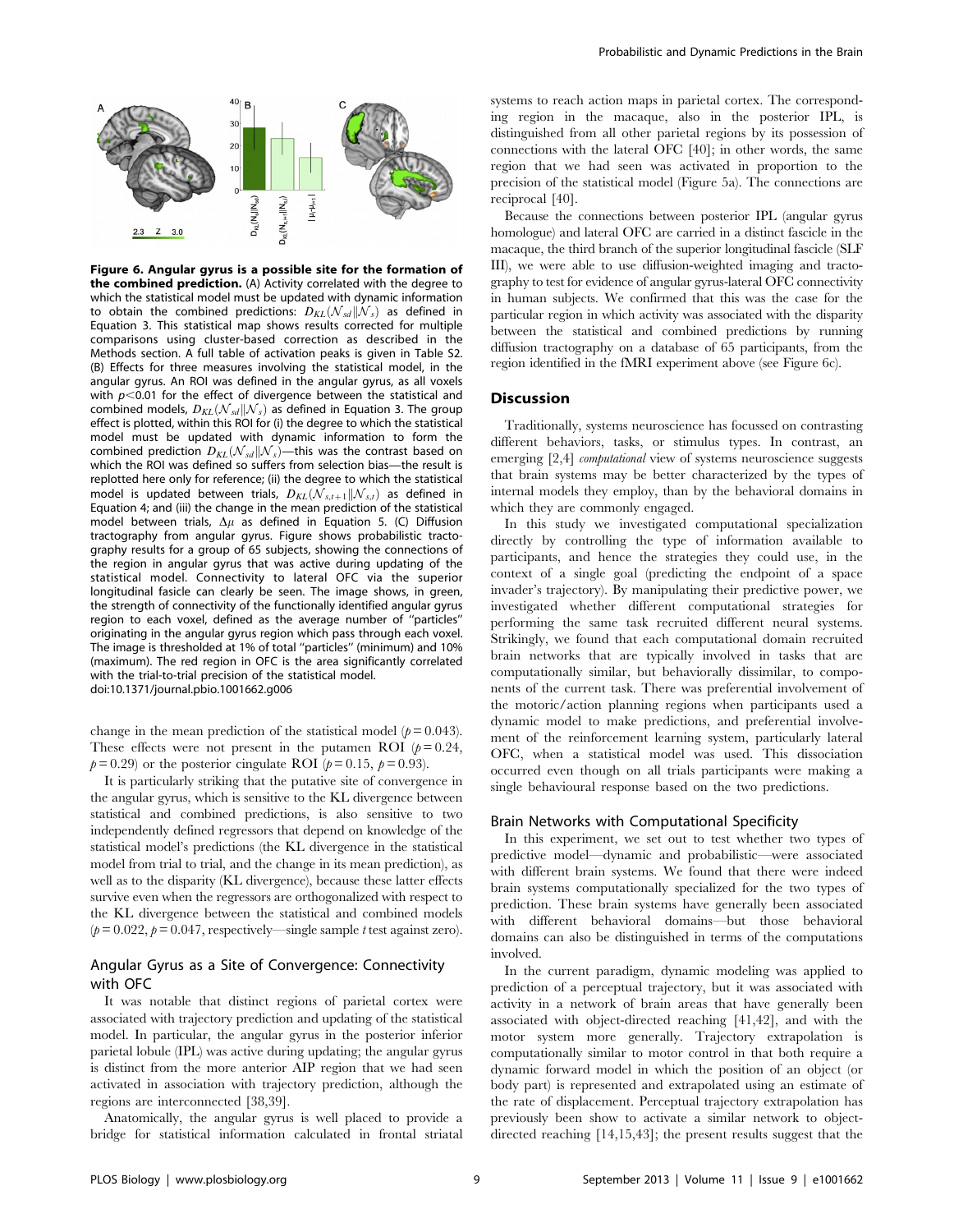**Figure 6. Angular gyrus is a possible site for the formation of the combined prediction.** (A) Activity correlated with the degree to which the statistical model must be updated with dynamic information to obtain the combined predictions: $D_{KL}(\mathcal{N}_{sd}\|\mathcal{N}_s)$ as defined in Equation 3. This statistical map shows results corrected for multiple comparisons using cluster-based correction as described in the Methods section. A full table of activation peaks is given in Table S2. (B) Effects for three measures involving the statistical model, in the angular gyrus. An ROI was defined in the angular gyrus, as all voxels with $p<0.01$ for the effect of divergence between the statistical and combined models, $D_{KL}(\mathcal{N}_{sd}\|\mathcal{N}_s)$ as defined in Equation 3. The group effect is plotted, within this ROI for (i) the degree to which the statistical model must be updated with dynamic information to form the combined prediction $D_{KL}(\mathcal{N}_{sd}\|\mathcal{N}_s)$—this was the contrast based on which the ROI was defined so suffers from selection bias—the result is replotted here only for reference; (ii) the degree to which the statistical model is updated between trials, $D_{KL}(\mathcal{N}_{s,t+1}\|\mathcal{N}_{s,t})$ as defined in Equation 4; and (iii) the change in the mean prediction of the statistical model between trials, $\Delta\mu$ as defined in Equation 5. (C) Diffusion tractography from angular gyrus. Figure shows probabilistic tractography results for a group of 65 subjects, showing the connections of the region in angular gyrus that was active during updating of the statistical model. Connectivity to lateral OFC via the superior longitudinal fasicle can clearly be seen. The image shows, in green, the strength of connectivity of the functionally identified angular gyrus region to each voxel, defined as the average number of "particles" originating in the angular gyrus region which pass through each voxel. The image is thresholded at 1% of total "particles" (minimum) and 10% (maximum). The red region in OFC is the area significantly correlated with the trial-to-trial precision of the statistical model.
doi:10.1371/journal.pbio.1001662.g006

change in the mean prediction of the statistical model ($p=0.043$). These effects were not present in the putamen ROI ($p=0.24$, $p=0.29$) or the posterior cingulate ROI ($p=0.15$, $p=0.93$).

It is particularly striking that the putative site of convergence in the angular gyrus, which is sensitive to the KL divergence between statistical and combined predictions, is also sensitive to two independently defined regressors that depend on knowledge of the statistical model's predictions (the KL divergence in the statistical model from trial to trial, and the change in its mean prediction), as well as to the disparity (KL divergence), because these latter effects survive even when the regressors are orthogonalized with respect to the KL divergence between the statistical and combined models ($p=0.022$, $p=0.047$, respectively—single sample *t* test against zero).

### Angular Gyrus as a Site of Convergence: Connectivity with OFC

It was notable that distinct regions of parietal cortex were associated with trajectory prediction and updating of the statistical model. In particular, the angular gyrus in the posterior inferior parietal lobule (IPL) was active during updating; the angular gyrus is distinct from the more anterior AIP region that we had seen activated in association with trajectory prediction, although the regions are interconnected [38,39].

Anatomically, the angular gyrus is well placed to provide a bridge for statistical information calculated in frontal striatal systems to reach action maps in parietal cortex. The corresponding region in the macaque, also in the posterior IPL, is distinguished from all other parietal regions by its possession of connections with the lateral OFC [40]; in other words, the same region that we had seen was activated in proportion to the precision of the statistical model (Figure 5a). The connections are reciprocal [40].

Because the connections between posterior IPL (angular gyrus homologue) and lateral OFC are carried in a distinct fascicle in the macaque, the third branch of the superior longitudinal fascicle (SLF III), we were able to use diffusion-weighted imaging and tractography to test for evidence of angular gyrus-lateral OFC connectivity in human subjects. We confirmed that this was the case for the particular region in which activity was associated with the disparity between the statistical and combined predictions by running diffusion tractography on a database of 65 participants, from the region identified in the fMRI experiment above (see Figure 6c).

## Discussion

Traditionally, systems neuroscience has focussed on contrasting different behaviors, tasks, or stimulus types. In contrast, an emerging [2,4] *computational* view of systems neuroscience suggests that brain systems may be better characterized by the types of internal models they employ, than by the behavioral domains in which they are commonly engaged.

In this study we investigated computational specialization directly by controlling the type of information available to participants, and hence the strategies they could use, in the context of a single goal (predicting the endpoint of a space invader's trajectory). By manipulating their predictive power, we investigated whether different computational strategies for performing the same task recruited different neural systems. Strikingly, we found that each computational domain recruited brain networks that are typically involved in tasks that are computationally similar, but behaviorally dissimilar, to components of the current task. There was preferential involvement of the motoric/action planning regions when participants used a dynamic model to make predictions, and preferential involvement of the reinforcement learning system, particularly lateral OFC, when a statistical model was used. This dissociation occurred even though on all trials participants were making a single behavioural response based on the two predictions.

### Brain Networks with Computational Specificity

In this experiment, we set out to test whether two types of predictive model—dynamic and probabilistic—were associated with different brain systems. We found that there were indeed brain systems computationally specialized for the two types of prediction. These brain systems have generally been associated with different behavioral domains—but those behavioral domains can also be distinguished in terms of the computations involved.

In the current paradigm, dynamic modeling was applied to prediction of a perceptual trajectory, but it was associated with activity in a network of brain areas that have generally been associated with object-directed reaching [41,42], and with the motor system more generally. Trajectory extrapolation is computationally similar to motor control in that both require a dynamic forward model in which the position of an object (or body part) is represented and extrapolated using an estimate of the rate of displacement. Perceptual trajectory extrapolation has previously been show to activate a similar network to object-directed reaching [14,15,43]; the present results suggest that the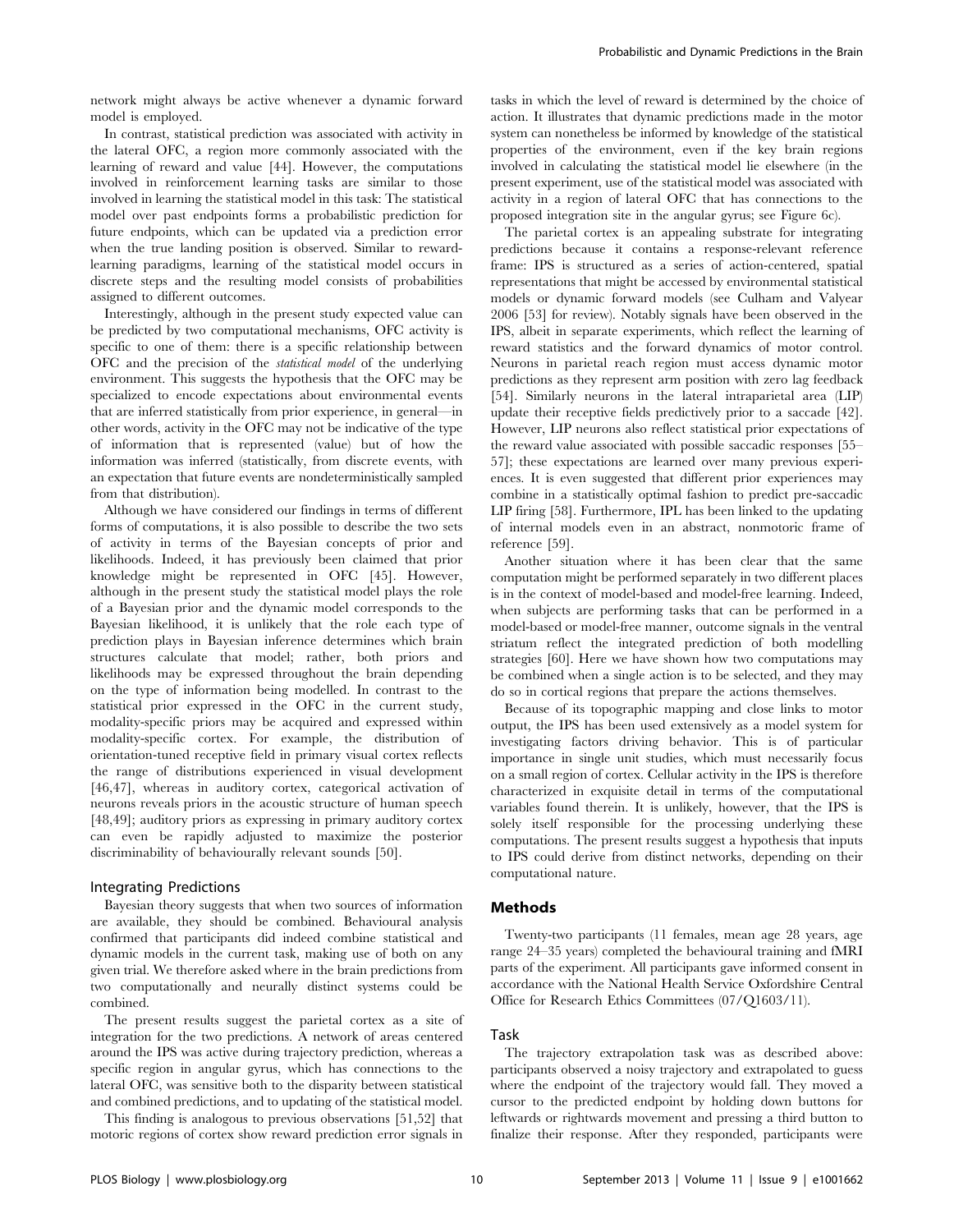network might always be active whenever a dynamic forward model is employed.

In contrast, statistical prediction was associated with activity in the lateral OFC, a region more commonly associated with the learning of reward and value [44]. However, the computations involved in reinforcement learning tasks are similar to those involved in learning the statistical model in this task: The statistical model over past endpoints forms a probabilistic prediction for future endpoints, which can be updated via a prediction error when the true landing position is observed. Similar to reward-learning paradigms, learning of the statistical model occurs in discrete steps and the resulting model consists of probabilities assigned to different outcomes.

Interestingly, although in the present study expected value can be predicted by two computational mechanisms, OFC activity is specific to one of them: there is a specific relationship between OFC and the precision of the *statistical model* of the underlying environment. This suggests the hypothesis that the OFC may be specialized to encode expectations about environmental events that are inferred statistically from prior experience, in general—in other words, activity in the OFC may not be indicative of the type of information that is represented (value) but of how the information was inferred (statistically, from discrete events, with an expectation that future events are nondeterministically sampled from that distribution).

Although we have considered our findings in terms of different forms of computations, it is also possible to describe the two sets of activity in terms of the Bayesian concepts of prior and likelihoods. Indeed, it has previously been claimed that prior knowledge might be represented in OFC [45]. However, although in the present study the statistical model plays the role of a Bayesian prior and the dynamic model corresponds to the Bayesian likelihood, it is unlikely that the role each type of prediction plays in Bayesian inference determines which brain structures calculate that model; rather, both priors and likelihoods may be expressed throughout the brain depending on the type of information being modelled. In contrast to the statistical prior expressed in the OFC in the current study, modality-specific priors may be acquired and expressed within modality-specific cortex. For example, the distribution of orientation-tuned receptive field in primary visual cortex reflects the range of distributions experienced in visual development [46,47], whereas in auditory cortex, categorical activation of neurons reveals priors in the acoustic structure of human speech [48,49]; auditory priors as expressing in primary auditory cortex can even be rapidly adjusted to maximize the posterior discriminability of behaviourally relevant sounds [50].

### Integrating Predictions

Bayesian theory suggests that when two sources of information are available, they should be combined. Behavioural analysis confirmed that participants did indeed combine statistical and dynamic models in the current task, making use of both on any given trial. We therefore asked where in the brain predictions from two computationally and neurally distinct systems could be combined.

The present results suggest the parietal cortex as a site of integration for the two predictions. A network of areas centered around the IPS was active during trajectory prediction, whereas a specific region in angular gyrus, which has connections to the lateral OFC, was sensitive both to the disparity between statistical and combined predictions, and to updating of the statistical model.

This finding is analogous to previous observations [51,52] that motoric regions of cortex show reward prediction error signals in tasks in which the level of reward is determined by the choice of action. It illustrates that dynamic predictions made in the motor system can nonetheless be informed by knowledge of the statistical properties of the environment, even if the key brain regions involved in calculating the statistical model lie elsewhere (in the present experiment, use of the statistical model was associated with activity in a region of lateral OFC that has connections to the proposed integration site in the angular gyrus; see Figure 6c).

The parietal cortex is an appealing substrate for integrating predictions because it contains a response-relevant reference frame: IPS is structured as a series of action-centered, spatial representations that might be accessed by environmental statistical models or dynamic forward models (see Culham and Valyear 2006 [53] for review). Notably signals have been observed in the IPS, albeit in separate experiments, which reflect the learning of reward statistics and the forward dynamics of motor control. Neurons in parietal reach region must access dynamic motor predictions as they represent arm position with zero lag feedback [54]. Similarly neurons in the lateral intraparietal area (LIP) update their receptive fields predictively prior to a saccade [42]. However, LIP neurons also reflect statistical prior expectations of the reward value associated with possible saccadic responses [55–57]; these expectations are learned over many previous experiences. It is even suggested that different prior experiences may combine in a statistically optimal fashion to predict pre-saccadic LIP firing [58]. Furthermore, IPL has been linked to the updating of internal models even in an abstract, nonmotoric frame of reference [59].

Another situation where it has been clear that the same computation might be performed separately in two different places is in the context of model-based and model-free learning. Indeed, when subjects are performing tasks that can be performed in a model-based or model-free manner, outcome signals in the ventral striatum reflect the integrated prediction of both modelling strategies [60]. Here we have shown how two computations may be combined when a single action is to be selected, and they may do so in cortical regions that prepare the actions themselves.

Because of its topographic mapping and close links to motor output, the IPS has been used extensively as a model system for investigating factors driving behavior. This is of particular importance in single unit studies, which must necessarily focus on a small region of cortex. Cellular activity in the IPS is therefore characterized in exquisite detail in terms of the computational variables found therein. It is unlikely, however, that the IPS is solely itself responsible for the processing underlying these computations. The present results suggest a hypothesis that inputs to IPS could derive from distinct networks, depending on their computational nature.

## Methods

Twenty-two participants (11 females, mean age 28 years, age range 24–35 years) completed the behavioural training and fMRI parts of the experiment. All participants gave informed consent in accordance with the National Health Service Oxfordshire Central Office for Research Ethics Committees (07/Q1603/11).

### Task

The trajectory extrapolation task was as described above: participants observed a noisy trajectory and extrapolated to guess where the endpoint of the trajectory would fall. They moved a cursor to the predicted endpoint by holding down buttons for leftwards or rightwards movement and pressing a third button to finalize their response. After they responded, participants were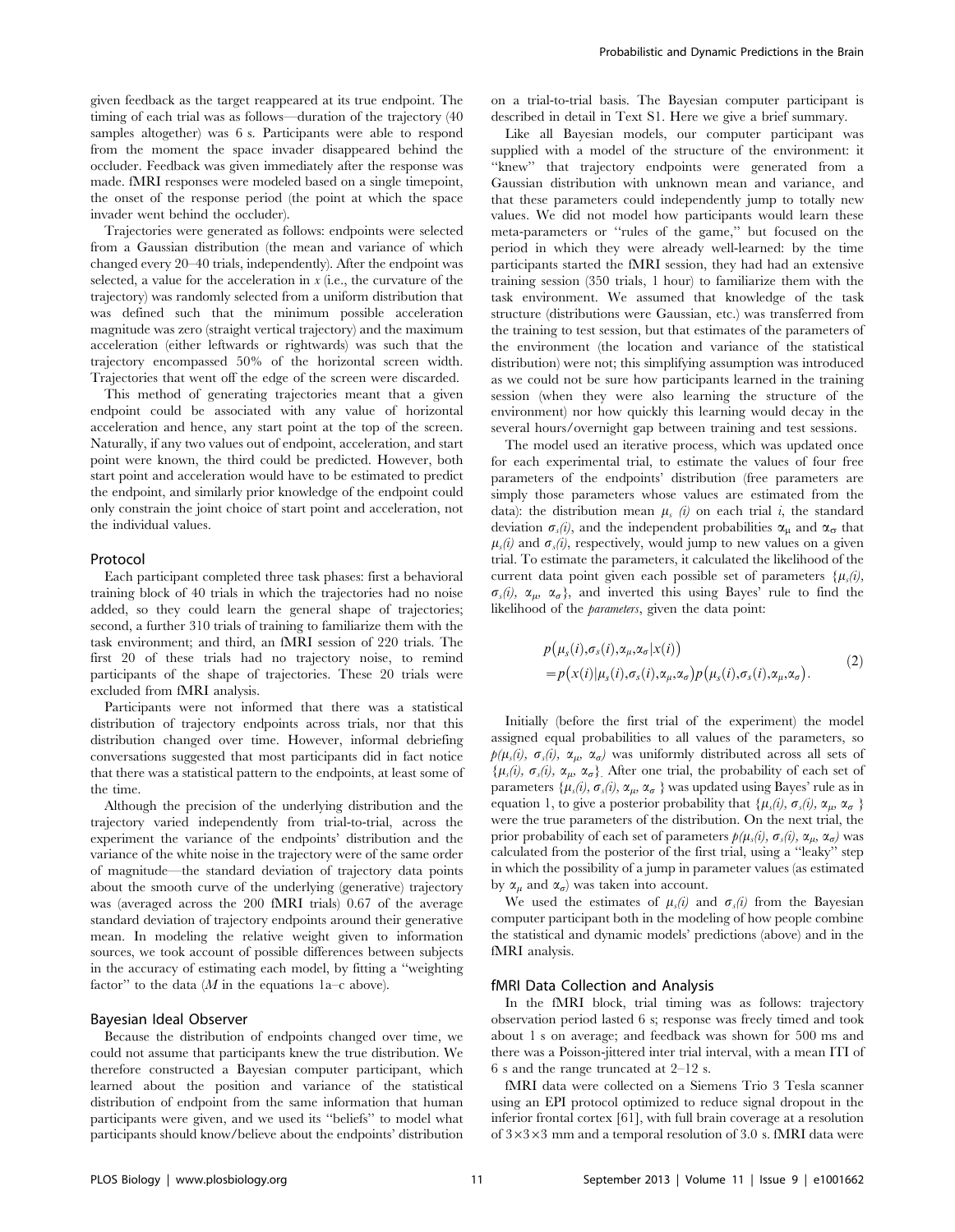given feedback as the target reappeared at its true endpoint. The timing of each trial was as follows—duration of the trajectory (40 samples altogether) was 6 s. Participants were able to respond from the moment the space invader disappeared behind the occluder. Feedback was given immediately after the response was made. fMRI responses were modeled based on a single timepoint, the onset of the response period (the point at which the space invader went behind the occluder).

Trajectories were generated as follows: endpoints were selected from a Gaussian distribution (the mean and variance of which changed every 20–40 trials, independently). After the endpoint was selected, a value for the acceleration in $x$ (i.e., the curvature of the trajectory) was randomly selected from a uniform distribution that was defined such that the minimum possible acceleration magnitude was zero (straight vertical trajectory) and the maximum acceleration (either leftwards or rightwards) was such that the trajectory encompassed 50% of the horizontal screen width. Trajectories that went off the edge of the screen were discarded.

This method of generating trajectories meant that a given endpoint could be associated with any value of horizontal acceleration and hence, any start point at the top of the screen. Naturally, if any two values out of endpoint, acceleration, and start point were known, the third could be predicted. However, both start point and acceleration would have to be estimated to predict the endpoint, and similarly prior knowledge of the endpoint could only constrain the joint choice of start point and acceleration, not the individual values.

### Protocol

Each participant completed three task phases: first a behavioral training block of 40 trials in which the trajectories had no noise added, so they could learn the general shape of trajectories; second, a further 310 trials of training to familiarize them with the task environment; and third, an fMRI session of 220 trials. The first 20 of these trials had no trajectory noise, to remind participants of the shape of trajectories. These 20 trials were excluded from fMRI analysis.

Participants were not informed that there was a statistical distribution of trajectory endpoints across trials, nor that this distribution changed over time. However, informal debriefing conversations suggested that most participants did in fact notice that there was a statistical pattern to the endpoints, at least some of the time.

Although the precision of the underlying distribution and the trajectory varied independently from trial-to-trial, across the experiment the variance of the endpoints' distribution and the variance of the white noise in the trajectory were of the same order of magnitude—the standard deviation of trajectory data points about the smooth curve of the underlying (generative) trajectory was (averaged across the 200 fMRI trials) 0.67 of the average standard deviation of trajectory endpoints around their generative mean. In modeling the relative weight given to information sources, we took account of possible differences between subjects in the accuracy of estimating each model, by fitting a "weighting factor" to the data ($M$ in the equations 1a–c above).

### Bayesian Ideal Observer

Because the distribution of endpoints changed over time, we could not assume that participants knew the true distribution. We therefore constructed a Bayesian computer participant, which learned about the position and variance of the statistical distribution of endpoint from the same information that human participants were given, and we used its "beliefs" to model what participants should know/believe about the endpoints' distribution on a trial-to-trial basis. The Bayesian computer participant is described in detail in Text S1. Here we give a brief summary.

Like all Bayesian models, our computer participant was supplied with a model of the structure of the environment: it "knew" that trajectory endpoints were generated from a Gaussian distribution with unknown mean and variance, and that these parameters could independently jump to totally new values. We did not model how participants would learn these meta-parameters or "rules of the game," but focused on the period in which they were already well-learned: by the time participants started the fMRI session, they had had an extensive training session (350 trials, 1 hour) to familiarize them with the task environment. We assumed that knowledge of the task structure (distributions were Gaussian, etc.) was transferred from the training to test session, but that estimates of the parameters of the environment (the location and variance of the statistical distribution) were not; this simplifying assumption was introduced as we could not be sure how participants learned in the training session (when they were also learning the structure of the environment) nor how quickly this learning would decay in the several hours/overnight gap between training and test sessions.

The model used an iterative process, which was updated once for each experimental trial, to estimate the values of four free parameters of the endpoints' distribution (free parameters are simply those parameters whose values are estimated from the data): the distribution mean $\mu_s(i)$ on each trial $i$, the standard deviation $\sigma_s(i)$, and the independent probabilities $\alpha_\mu$ and $\alpha_\sigma$ that $\mu_s(i)$ and $\sigma_s(i)$, respectively, would jump to new values on a given trial. To estimate the parameters, it calculated the likelihood of the current data point given each possible set of parameters $\{\mu_s(i), \sigma_s(i), \alpha_\mu, \alpha_\sigma\}$, and inverted this using Bayes' rule to find the likelihood of the *parameters*, given the data point:

$$
\begin{aligned}
&p(\mu_s(i),\sigma_s(i),\alpha_\mu,\alpha_\sigma|x(i)) \\
&= p(x(i)|\mu_s(i),\sigma_s(i),\alpha_\mu,\alpha_\sigma)\,p(\mu_s(i),\sigma_s(i),\alpha_\mu,\alpha_\sigma).
\end{aligned} \tag{2}
$$

Initially (before the first trial of the experiment) the model assigned equal probabilities to all values of the parameters, so $p(\mu_s(i), \sigma_s(i), \alpha_\mu, \alpha_\sigma)$ was uniformly distributed across all sets of $\{\mu_s(i), \sigma_s(i), \alpha_\mu, \alpha_\sigma\}$. After one trial, the probability of each set of parameters $\{\mu_s(i), \sigma_s(i), \alpha_\mu, \alpha_\sigma\}$ was updated using Bayes' rule as in equation 1, to give a posterior probability that $\{\mu_s(i), \sigma_s(i), \alpha_\mu, \alpha_\sigma\}$ were the true parameters of the distribution. On the next trial, the prior probability of each set of parameters $p(\mu_s(i), \sigma_s(i), \alpha_\mu, \alpha_\sigma)$ was calculated from the posterior of the first trial, using a "leaky" step in which the possibility of a jump in parameter values (as estimated by $\alpha_\mu$ and $\alpha_\sigma$) was taken into account.

We used the estimates of $\mu_s(i)$ and $\sigma_s(i)$ from the Bayesian computer participant both in the modeling of how people combine the statistical and dynamic models' predictions (above) and in the fMRI analysis.

### fMRI Data Collection and Analysis

In the fMRI block, trial timing was as follows: trajectory observation period lasted 6 s; response was freely timed and took about 1 s on average; and feedback was shown for 500 ms and there was a Poisson-jittered inter trial interval, with a mean ITI of 6 s and the range truncated at 2–12 s.

fMRI data were collected on a Siemens Trio 3 Tesla scanner using an EPI protocol optimized to reduce signal dropout in the inferior frontal cortex [61], with full brain coverage at a resolution of 3×3×3 mm and a temporal resolution of 3.0 s. fMRI data were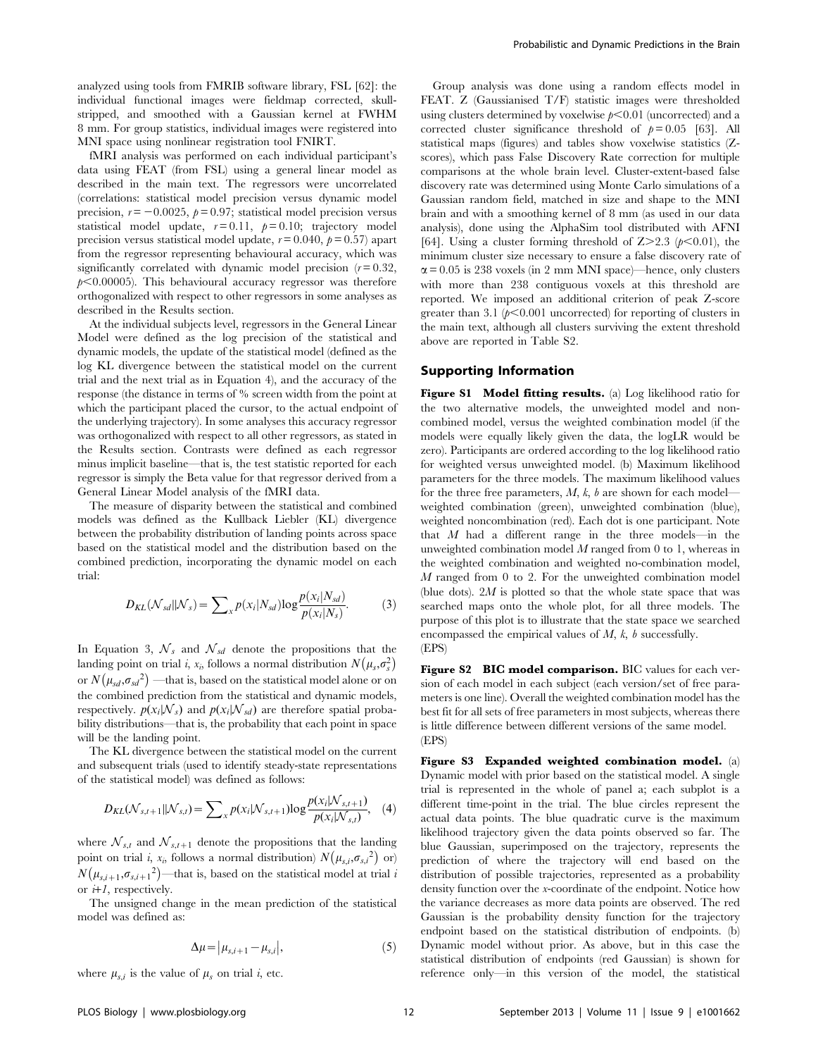analyzed using tools from FMRIB software library, FSL [62]: the individual functional images were fieldmap corrected, skull-stripped, and smoothed with a Gaussian kernel at FWHM 8 mm. For group statistics, individual images were registered into MNI space using nonlinear registration tool FNIRT.

fMRI analysis was performed on each individual participant's data using FEAT (from FSL) using a general linear model as described in the main text. The regressors were uncorrelated (correlations: statistical model precision versus dynamic model precision, $r = -0.0025$, $p = 0.97$; statistical model precision versus statistical model update, $r = 0.11$, $p = 0.10$; trajectory model precision versus statistical model update, $r = 0.040$, $p = 0.57$) apart from the regressor representing behavioural accuracy, which was significantly correlated with dynamic model precision ($r = 0.32$, $p < 0.00005$). This behavioural accuracy regressor was therefore orthogonalized with respect to other regressors in some analyses as described in the Results section.

At the individual subjects level, regressors in the General Linear Model were defined as the log precision of the statistical and dynamic models, the update of the statistical model (defined as the log KL divergence between the statistical model on the current trial and the next trial as in Equation 4), and the accuracy of the response (the distance in terms of % screen width from the point at which the participant placed the cursor, to the actual endpoint of the underlying trajectory). In some analyses this accuracy regressor was orthogonalized with respect to all other regressors, as stated in the Results section. Contrasts were defined as each regressor minus implicit baseline—that is, the test statistic reported for each regressor is simply the Beta value for that regressor derived from a General Linear Model analysis of the fMRI data.

The measure of disparity between the statistical and combined models was defined as the Kullback Liebler (KL) divergence between the probability distribution of landing points across space based on the statistical model and the distribution based on the combined prediction, incorporating the dynamic model on each trial:

$$D_{KL}(\mathcal{N}_{sd} \| \mathcal{N}_s) = \sum_x p(x_i | N_{sd}) \log \frac{p(x_i | N_{sd})}{p(x_i | N_s)}. \quad (3)$$

In Equation 3, $\mathcal{N}_s$ and $\mathcal{N}_{sd}$ denote the propositions that the landing point on trial $i$, $x_i$, follows a normal distribution $N(\mu_s, \sigma_s^2)$ or $N(\mu_{sd}, {\sigma_{sd}}^2)$ —that is, based on the statistical model alone or on the combined prediction from the statistical and dynamic models, respectively. $p(x_i|\mathcal{N}_s)$ and $p(x_i|\mathcal{N}_{sd})$ are therefore spatial probability distributions—that is, the probability that each point in space will be the landing point.

The KL divergence between the statistical model on the current and subsequent trials (used to identify steady-state representations of the statistical model) was defined as follows:

$$D_{KL}(\mathcal{N}_{s,t+1} \| \mathcal{N}_{s,t}) = \sum_x p(x_i | \mathcal{N}_{s,t+1}) \log \frac{p(x_i | \mathcal{N}_{s,t+1})}{p(x_i | \mathcal{N}_{s,t})}, \quad (4)$$

where $\mathcal{N}_{s,t}$ and $\mathcal{N}_{s,t+1}$ denote the propositions that the landing point on trial $i$, $x_i$, follows a normal distribution) $N(\mu_{s,i}, {\sigma_{s,i}}^2)$ or) $N(\mu_{s,i+1}, {\sigma_{s,i+1}}^2)$—that is, based on the statistical model at trial $i$ or $i+1$, respectively.

The unsigned change in the mean prediction of the statistical model was defined as:

$$\Delta\mu = |\mu_{s,i+1} - \mu_{s,i}|, \quad (5)$$

where $\mu_{s,i}$ is the value of $\mu_s$ on trial $i$, etc.

Group analysis was done using a random effects model in FEAT. Z (Gaussianised T/F) statistic images were thresholded using clusters determined by voxelwise $p < 0.01$ (uncorrected) and a corrected cluster significance threshold of $p = 0.05$ [63]. All statistical maps (figures) and tables show voxelwise statistics (Z-scores), which pass False Discovery Rate correction for multiple comparisons at the whole brain level. Cluster-extent-based false discovery rate was determined using Monte Carlo simulations of a Gaussian random field, matched in size and shape to the MNI brain and with a smoothing kernel of 8 mm (as used in our data analysis), done using the AlphaSim tool distributed with AFNI [64]. Using a cluster forming threshold of $Z > 2.3$ ($p < 0.01$), the minimum cluster size necessary to ensure a false discovery rate of $\alpha = 0.05$ is 238 voxels (in 2 mm MNI space)—hence, only clusters with more than 238 contiguous voxels at this threshold are reported. We imposed an additional criterion of peak Z-score greater than 3.1 ($p < 0.001$ uncorrected) for reporting of clusters in the main text, although all clusters surviving the extent threshold above are reported in Table S2.

## Supporting Information

**Figure S1 Model fitting results.** (a) Log likelihood ratio for the two alternative models, the unweighted model and non-combined model, versus the weighted combination model (if the models were equally likely given the data, the logLR would be zero). Participants are ordered according to the log likelihood ratio for weighted versus unweighted model. (b) Maximum likelihood parameters for the three models. The maximum likelihood values for the three free parameters, $M$, $k$, $b$ are shown for each model—weighted combination (green), unweighted combination (blue), weighted noncombination (red). Each dot is one participant. Note that $M$ had a different range in the three models—in the unweighted combination model $M$ ranged from 0 to 1, whereas in the weighted combination and weighted no-combination model, $M$ ranged from 0 to 2. For the unweighted combination model (blue dots). $2M$ is plotted so that the whole state space that was searched maps onto the whole plot, for all three models. The purpose of this plot is to illustrate that the state space we searched encompassed the empirical values of $M$, $k$, $b$ successfully.
(EPS)

**Figure S2 BIC model comparison.** BIC values for each version of each model in each subject (each version/set of free parameters is one line). Overall the weighted combination model has the best fit for all sets of free parameters in most subjects, whereas there is little difference between different versions of the same model.
(EPS)

**Figure S3 Expanded weighted combination model.** (a) Dynamic model with prior based on the statistical model. A single trial is represented in the whole of panel a; each subplot is a different time-point in the trial. The blue circles represent the actual data points. The blue quadratic curve is the maximum likelihood trajectory given the data points observed so far. The blue Gaussian, superimposed on the trajectory, represents the prediction of where the trajectory will end based on the distribution of possible trajectories, represented as a probability density function over the x-coordinate of the endpoint. Notice how the variance decreases as more data points are observed. The red Gaussian is the probability density function for the trajectory endpoint based on the statistical distribution of endpoints. (b) Dynamic model without prior. As above, but in this case the statistical distribution of endpoints (red Gaussian) is shown for reference only—in this version of the model, the statistical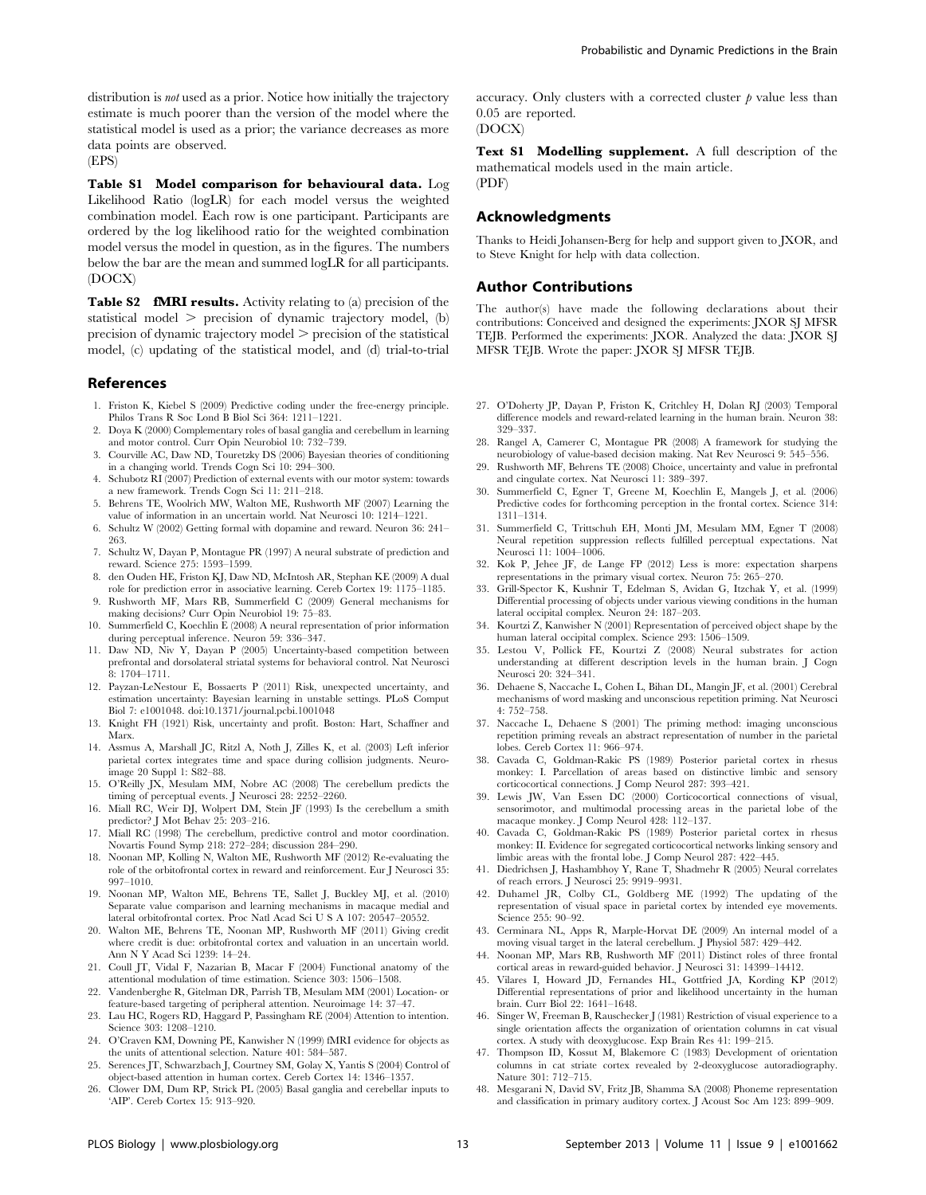distribution is *not* used as a prior. Notice how initially the trajectory estimate is much poorer than the version of the model where the statistical model is used as a prior; the variance decreases as more data points are observed.
(EPS)

**Table S1 Model comparison for behavioural data.** Log Likelihood Ratio (logLR) for each model versus the weighted combination model. Each row is one participant. Participants are ordered by the log likelihood ratio for the weighted combination model versus the model in question, as in the figures. The numbers below the bar are the mean and summed logLR for all participants.
(DOCX)

**Table S2 fMRI results.** Activity relating to (a) precision of the statistical model > precision of dynamic trajectory model, (b) precision of dynamic trajectory model > precision of the statistical model, (c) updating of the statistical model, and (d) trial-to-trial accuracy. Only clusters with a corrected cluster $p$ value less than 0.05 are reported.
(DOCX)

**Text S1 Modelling supplement.** A full description of the mathematical models used in the main article.
(PDF)

## Acknowledgments

Thanks to Heidi Johansen-Berg for help and support given to JXOR, and to Steve Knight for help with data collection.

## Author Contributions

The author(s) have made the following declarations about their contributions: Conceived and designed the experiments: JXOR SJ MFSR TEJB. Performed the experiments: JXOR. Analyzed the data: JXOR SJ MFSR TEJB. Wrote the paper: JXOR SJ MFSR TEJB.

## References

1. Friston K, Kiebel S (2009) Predictive coding under the free-energy principle. Philos Trans R Soc Lond B Biol Sci 364: 1211–1221.
2. Doya K (2000) Complementary roles of basal ganglia and cerebellum in learning and motor control. Curr Opin Neurobiol 10: 732–739.
3. Courville AC, Daw ND, Touretzky DS (2006) Bayesian theories of conditioning in a changing world. Trends Cogn Sci 10: 294–300.
4. Schubotz RI (2007) Prediction of external events with our motor system: towards a new framework. Trends Cogn Sci 11: 211–218.
5. Behrens TE, Woolrich MW, Walton ME, Rushworth MF (2007) Learning the value of information in an uncertain world. Nat Neurosci 10: 1214–1221.
6. Schultz W (2002) Getting formal with dopamine and reward. Neuron 36: 241–263.
7. Schultz W, Dayan P, Montague PR (1997) A neural substrate of prediction and reward. Science 275: 1593–1599.
8. den Ouden HE, Friston KJ, Daw ND, McIntosh AR, Stephan KE (2009) A dual role for prediction error in associative learning. Cereb Cortex 19: 1175–1185.
9. Rushworth MF, Mars RB, Summerfield C (2009) General mechanisms for making decisions? Curr Opin Neurobiol 19: 75–83.
10. Summerfield C, Koechlin E (2008) A neural representation of prior information during perceptual inference. Neuron 59: 336–347.
11. Daw ND, Niv Y, Dayan P (2005) Uncertainty-based competition between prefrontal and dorsolateral striatal systems for behavioral control. Nat Neurosci 8: 1704–1711.
12. Payzan-LeNestour E, Bossaerts P (2011) Risk, unexpected uncertainty, and estimation uncertainty: Bayesian learning in unstable settings. PLoS Comput Biol 7: e1001048. doi:10.1371/journal.pcbi.1001048
13. Knight FH (1921) Risk, uncertainty and profit. Boston: Hart, Schaffner and Marx.
14. Assmus A, Marshall JC, Ritzl A, Noth J, Zilles K, et al. (2003) Left inferior parietal cortex integrates time and space during collision judgments. Neuroimage 20 Suppl 1: S82–88.
15. O'Reilly JX, Mesulam MM, Nobre AC (2008) The cerebellum predicts the timing of perceptual events. J Neurosci 28: 2252–2260.
16. Miall RC, Weir DJ, Wolpert DM, Stein JF (1993) Is the cerebellum a smith predictor? J Mot Behav 25: 203–216.
17. Miall RC (1998) The cerebellum, predictive control and motor coordination. Novartis Found Symp 218: 272–284; discussion 284–290.
18. Noonan MP, Kolling N, Walton ME, Rushworth MF (2012) Re-evaluating the role of the orbitofrontal cortex in reward and reinforcement. Eur J Neurosci 35: 997–1010.
19. Noonan MP, Walton ME, Behrens TE, Sallet J, Buckley MJ, et al. (2010) Separate value comparison and learning mechanisms in macaque medial and lateral orbitofrontal cortex. Proc Natl Acad Sci U S A 107: 20547–20552.
20. Walton ME, Behrens TE, Noonan MP, Rushworth MF (2011) Giving credit where credit is due: orbitofrontal cortex and valuation in an uncertain world. Ann N Y Acad Sci 1239: 14–24.
21. Coull JT, Vidal F, Nazarian B, Macar F (2004) Functional anatomy of the attentional modulation of time estimation. Science 303: 1506–1508.
22. Vandenberghe R, Gitelman DR, Parrish TB, Mesulam MM (2001) Location- or feature-based targeting of peripheral attention. Neuroimage 14: 37–47.
23. Lau HC, Rogers RD, Haggard P, Passingham RE (2004) Attention to intention. Science 303: 1208–1210.
24. O'Craven KM, Downing PE, Kanwisher N (1999) fMRI evidence for objects as the units of attentional selection. Nature 401: 584–587.
25. Serences JT, Schwarzbach J, Courtney SM, Golay X, Yantis S (2004) Control of object-based attention in human cortex. Cereb Cortex 14: 1346–1357.
26. Clower DM, Dum RP, Strick PL (2005) Basal ganglia and cerebellar inputs to 'AIP'. Cereb Cortex 15: 913–920.
27. O'Doherty JP, Dayan P, Friston K, Critchley H, Dolan RJ (2003) Temporal difference models and reward-related learning in the human brain. Neuron 38: 329–337.
28. Rangel A, Camerer C, Montague PR (2008) A framework for studying the neurobiology of value-based decision making. Nat Rev Neurosci 9: 545–556.
29. Rushworth MF, Behrens TE (2008) Choice, uncertainty and value in prefrontal and cingulate cortex. Nat Neurosci 11: 389–397.
30. Summerfield C, Egner T, Greene M, Koechlin E, Mangels J, et al. (2006) Predictive codes for forthcoming perception in the frontal cortex. Science 314: 1311–1314.
31. Summerfield C, Trittschuh EH, Monti JM, Mesulam MM, Egner T (2008) Neural repetition suppression reflects fulfilled perceptual expectations. Nat Neurosci 11: 1004–1006.
32. Kok P, Jehee JF, de Lange FP (2012) Less is more: expectation sharpens representations in the primary visual cortex. Neuron 75: 265–270.
33. Grill-Spector K, Kushnir T, Edelman S, Avidan G, Itzchak Y, et al. (1999) Differential processing of objects under various viewing conditions in the human lateral occipital complex. Neuron 24: 187–203.
34. Kourtzi Z, Kanwisher N (2001) Representation of perceived object shape by the human lateral occipital complex. Science 293: 1506–1509.
35. Lestou V, Pollick FE, Kourtzi Z (2008) Neural substrates for action understanding at different description levels in the human brain. J Cogn Neurosci 20: 324–341.
36. Dehaene S, Naccache L, Cohen L, Bihan DL, Mangin JF, et al. (2001) Cerebral mechanisms of word masking and unconscious repetition priming. Nat Neurosci 4: 752–758.
37. Naccache L, Dehaene S (2001) The priming method: imaging unconscious repetition priming reveals an abstract representation of number in the parietal lobes. Cereb Cortex 11: 966–974.
38. Cavada C, Goldman-Rakic PS (1989) Posterior parietal cortex in rhesus monkey: I. Parcellation of areas based on distinctive limbic and sensory corticocortical connections. J Comp Neurol 287: 393–421.
39. Lewis JW, Van Essen DC (2000) Corticocortical connections of visual, sensorimotor, and multimodal processing areas in the parietal lobe of the macaque monkey. J Comp Neurol 428: 112–137.
40. Cavada C, Goldman-Rakic PS (1989) Posterior parietal cortex in rhesus monkey: II. Evidence for segregated corticocortical networks linking sensory and limbic areas with the frontal lobe. J Comp Neurol 287: 422–445.
41. Diedrichsen J, Hashambhoy Y, Rane T, Shadmehr R (2005) Neural correlates of reach errors. J Neurosci 25: 9919–9931.
42. Duhamel JR, Colby CL, Goldberg ME (1992) The updating of the representation of visual space in parietal cortex by intended eye movements. Science 255: 90–92.
43. Cerminara NL, Apps R, Marple-Horvat DE (2009) An internal model of a moving visual target in the lateral cerebellum. J Physiol 587: 429–442.
44. Noonan MP, Mars RB, Rushworth MF (2011) Distinct roles of three frontal cortical areas in reward-guided behavior. J Neurosci 31: 14399–14412.
45. Vilares I, Howard JD, Fernandes HL, Gottfried JA, Kording KP (2012) Differential representations of prior and likelihood uncertainty in the human brain. Curr Biol 22: 1641–1648.
46. Singer W, Freeman B, Rauschecker J (1981) Restriction of visual experience to a single orientation affects the organization of orientation columns in cat visual cortex. A study with deoxyglucose. Exp Brain Res 41: 199–215.
47. Thompson ID, Kossut M, Blakemore C (1983) Development of orientation columns in cat striate cortex revealed by 2-deoxyglucose autoradiography. Nature 301: 712–715.
48. Mesgarani N, David SV, Fritz JB, Shamma SA (2008) Phoneme representation and classification in primary auditory cortex. J Acoust Soc Am 123: 899–909.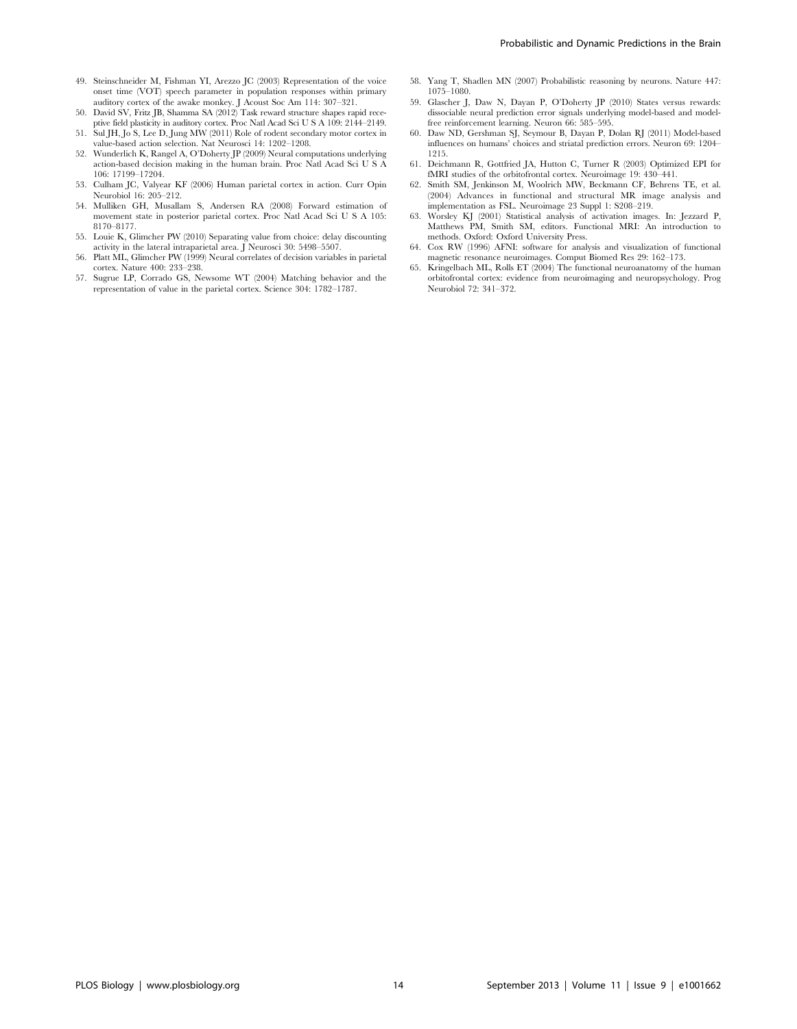49. Steinschneider M, Fishman YI, Arezzo JC (2003) Representation of the voice onset time (VOT) speech parameter in population responses within primary auditory cortex of the awake monkey. J Acoust Soc Am 114: 307–321.
50. David SV, Fritz JB, Shamma SA (2012) Task reward structure shapes rapid receptive field plasticity in auditory cortex. Proc Natl Acad Sci U S A 109: 2144–2149.
51. Sul JH, Jo S, Lee D, Jung MW (2011) Role of rodent secondary motor cortex in value-based action selection. Nat Neurosci 14: 1202–1208.
52. Wunderlich K, Rangel A, O'Doherty JP (2009) Neural computations underlying action-based decision making in the human brain. Proc Natl Acad Sci U S A 106: 17199–17204.
53. Culham JC, Valyear KF (2006) Human parietal cortex in action. Curr Opin Neurobiol 16: 205–212.
54. Mulliken GH, Musallam S, Andersen RA (2008) Forward estimation of movement state in posterior parietal cortex. Proc Natl Acad Sci U S A 105: 8170–8177.
55. Louie K, Glimcher PW (2010) Separating value from choice: delay discounting activity in the lateral intraparietal area. J Neurosci 30: 5498–5507.
56. Platt ML, Glimcher PW (1999) Neural correlates of decision variables in parietal cortex. Nature 400: 233–238.
57. Sugrue LP, Corrado GS, Newsome WT (2004) Matching behavior and the representation of value in the parietal cortex. Science 304: 1782–1787.
58. Yang T, Shadlen MN (2007) Probabilistic reasoning by neurons. Nature 447: 1075–1080.
59. Glascher J, Daw N, Dayan P, O'Doherty JP (2010) States versus rewards: dissociable neural prediction error signals underlying model-based and model-free reinforcement learning. Neuron 66: 585–595.
60. Daw ND, Gershman SJ, Seymour B, Dayan P, Dolan RJ (2011) Model-based influences on humans' choices and striatal prediction errors. Neuron 69: 1204–1215.
61. Deichmann R, Gottfried JA, Hutton C, Turner R (2003) Optimized EPI for fMRI studies of the orbitofrontal cortex. Neuroimage 19: 430–441.
62. Smith SM, Jenkinson M, Woolrich MW, Beckmann CF, Behrens TE, et al. (2004) Advances in functional and structural MR image analysis and implementation as FSL. Neuroimage 23 Suppl 1: S208–219.
63. Worsley KJ (2001) Statistical analysis of activation images. In: Jezzard P, Matthews PM, Smith SM, editors. Functional MRI: An introduction to methods. Oxford: Oxford University Press.
64. Cox RW (1996) AFNI: software for analysis and visualization of functional magnetic resonance neuroimages. Comput Biomed Res 29: 162–173.
65. Kringelbach ML, Rolls ET (2004) The functional neuroanatomy of the human orbitofrontal cortex: evidence from neuroimaging and neuropsychology. Prog Neurobiol 72: 341–372.